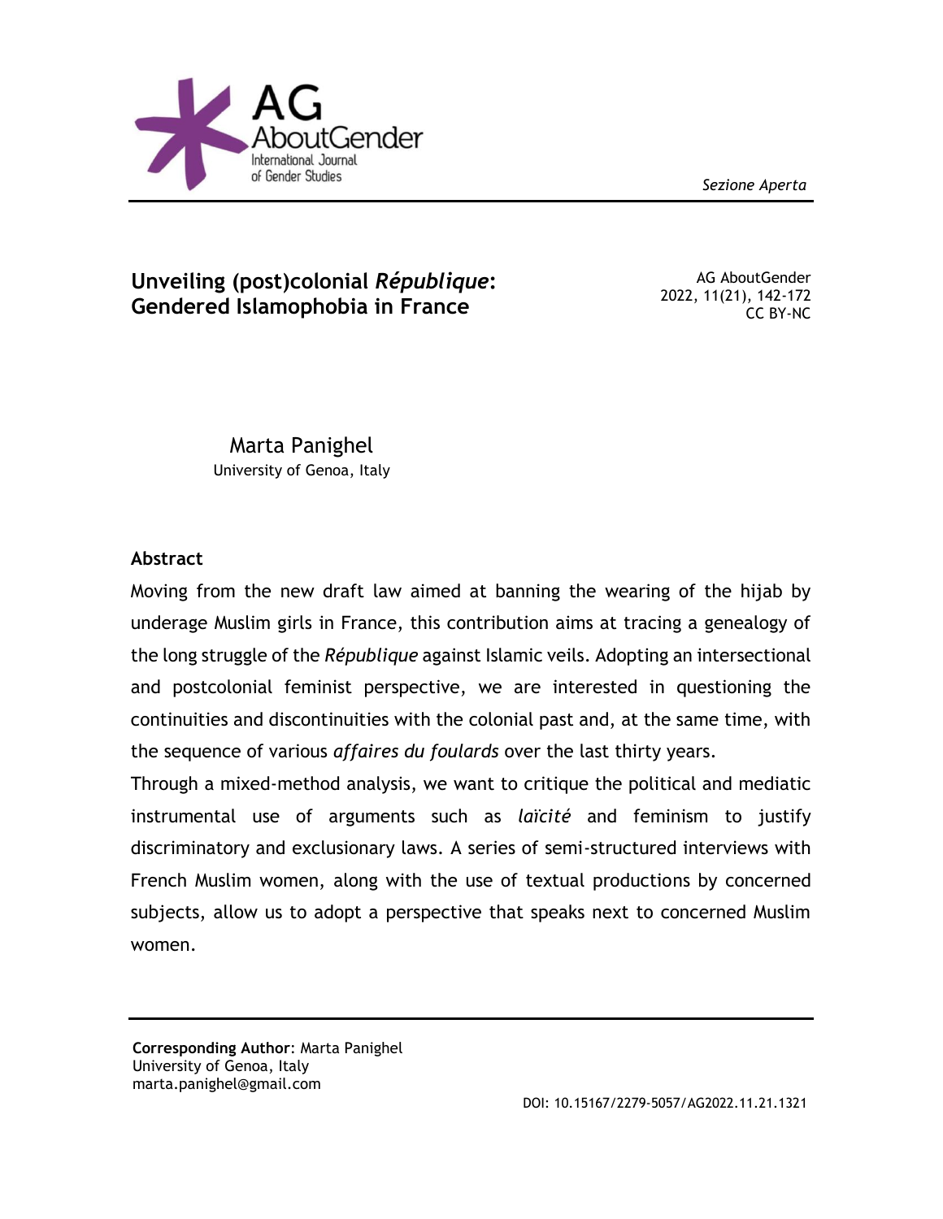AG AboutGender
International Journal of Gender Studies

*Sezione Aperta*

# Unveiling (post)colonial *République*: Gendered Islamophobia in France

AG AboutGender
2022, 11(21), 142-172
CC BY-NC

Marta Panighel
University of Genoa, Italy

## Abstract

Moving from the new draft law aimed at banning the wearing of the hijab by underage Muslim girls in France, this contribution aims at tracing a genealogy of the long struggle of the *République* against Islamic veils. Adopting an intersectional and postcolonial feminist perspective, we are interested in questioning the continuities and discontinuities with the colonial past and, at the same time, with the sequence of various *affaires du foulards* over the last thirty years.

Through a mixed-method analysis, we want to critique the political and mediatic instrumental use of arguments such as *laïcité* and feminism to justify discriminatory and exclusionary laws. A series of semi-structured interviews with French Muslim women, along with the use of textual productions by concerned subjects, allow us to adopt a perspective that speaks next to concerned Muslim women.

---

**Corresponding Author**: Marta Panighel
University of Genoa, Italy
marta.panighel@gmail.com

DOI: 10.15167/2279-5057/AG2022.11.21.1321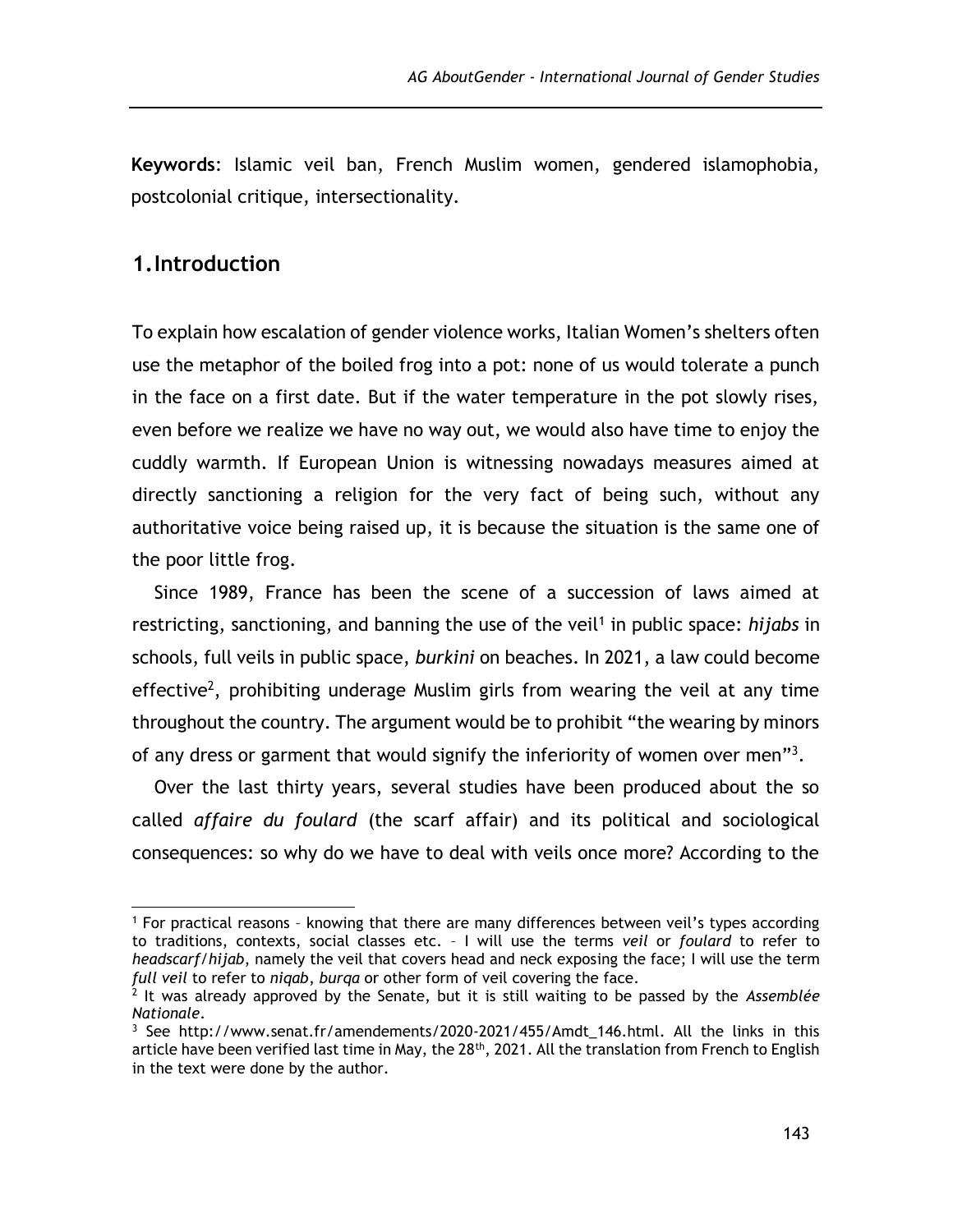**Keywords**: Islamic veil ban, French Muslim women, gendered islamophobia, postcolonial critique, intersectionality.

## 1. Introduction

To explain how escalation of gender violence works, Italian Women's shelters often use the metaphor of the boiled frog into a pot: none of us would tolerate a punch in the face on a first date. But if the water temperature in the pot slowly rises, even before we realize we have no way out, we would also have time to enjoy the cuddly warmth. If European Union is witnessing nowadays measures aimed at directly sanctioning a religion for the very fact of being such, without any authoritative voice being raised up, it is because the situation is the same one of the poor little frog.

Since 1989, France has been the scene of a succession of laws aimed at restricting, sanctioning, and banning the use of the veil[1] in public space: *hijabs* in schools, full veils in public space, *burkini* on beaches. In 2021, a law could become effective[2], prohibiting underage Muslim girls from wearing the veil at any time throughout the country. The argument would be to prohibit "the wearing by minors of any dress or garment that would signify the inferiority of women over men"[3].

Over the last thirty years, several studies have been produced about the so called *affaire du foulard* (the scarf affair) and its political and sociological consequences: so why do we have to deal with veils once more? According to the

---

[1] For practical reasons – knowing that there are many differences between veil's types according to traditions, contexts, social classes etc. – I will use the terms *veil* or *foulard* to refer to *headscarf*/*hijab*, namely the veil that covers head and neck exposing the face; I will use the term *full veil* to refer to *niqab*, *burqa* or other form of veil covering the face.

[2] It was already approved by the Senate, but it is still waiting to be passed by the *Assemblée Nationale*.

[3] See http://www.senat.fr/amendements/2020-2021/455/Amdt_146.html. All the links in this article have been verified last time in May, the 28th, 2021. All the translation from French to English in the text were done by the author.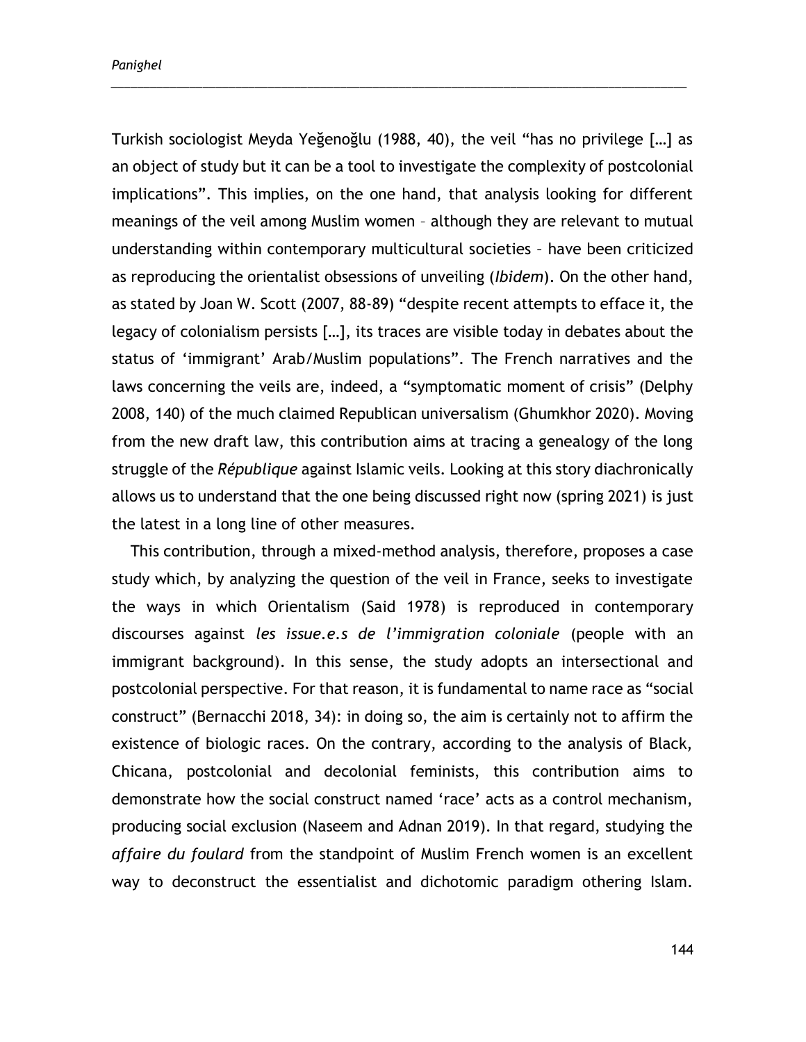Turkish sociologist Meyda Yeğenoğlu (1988, 40), the veil "has no privilege […] as an object of study but it can be a tool to investigate the complexity of postcolonial implications". This implies, on the one hand, that analysis looking for different meanings of the veil among Muslim women – although they are relevant to mutual understanding within contemporary multicultural societies – have been criticized as reproducing the orientalist obsessions of unveiling (*Ibidem*). On the other hand, as stated by Joan W. Scott (2007, 88-89) "despite recent attempts to efface it, the legacy of colonialism persists […], its traces are visible today in debates about the status of 'immigrant' Arab/Muslim populations". The French narratives and the laws concerning the veils are, indeed, a "symptomatic moment of crisis" (Delphy 2008, 140) of the much claimed Republican universalism (Ghumkhor 2020). Moving from the new draft law, this contribution aims at tracing a genealogy of the long struggle of the *République* against Islamic veils. Looking at this story diachronically allows us to understand that the one being discussed right now (spring 2021) is just the latest in a long line of other measures.

This contribution, through a mixed-method analysis, therefore, proposes a case study which, by analyzing the question of the veil in France, seeks to investigate the ways in which Orientalism (Said 1978) is reproduced in contemporary discourses against *les issue.e.s de l'immigration coloniale* (people with an immigrant background). In this sense, the study adopts an intersectional and postcolonial perspective. For that reason, it is fundamental to name race as "social construct" (Bernacchi 2018, 34): in doing so, the aim is certainly not to affirm the existence of biologic races. On the contrary, according to the analysis of Black, Chicana, postcolonial and decolonial feminists, this contribution aims to demonstrate how the social construct named 'race' acts as a control mechanism, producing social exclusion (Naseem and Adnan 2019). In that regard, studying the *affaire du foulard* from the standpoint of Muslim French women is an excellent way to deconstruct the essentialist and dichotomic paradigm othering Islam.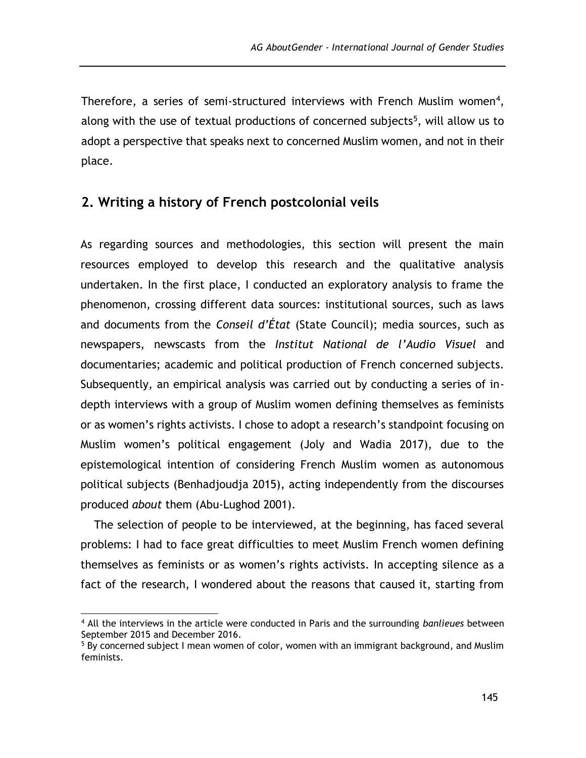Therefore, a series of semi-structured interviews with French Muslim women[4], along with the use of textual productions of concerned subjects[5], will allow us to adopt a perspective that speaks next to concerned Muslim women, and not in their place.

## 2. Writing a history of French postcolonial veils

As regarding sources and methodologies, this section will present the main resources employed to develop this research and the qualitative analysis undertaken. In the first place, I conducted an exploratory analysis to frame the phenomenon, crossing different data sources: institutional sources, such as laws and documents from the *Conseil d'État* (State Council); media sources, such as newspapers, newscasts from the *Institut National de l'Audio Visuel* and documentaries; academic and political production of French concerned subjects. Subsequently, an empirical analysis was carried out by conducting a series of in-depth interviews with a group of Muslim women defining themselves as feminists or as women's rights activists. I chose to adopt a research's standpoint focusing on Muslim women's political engagement (Joly and Wadia 2017), due to the epistemological intention of considering French Muslim women as autonomous political subjects (Benhadjoudja 2015), acting independently from the discourses produced *about* them (Abu-Lughod 2001).

The selection of people to be interviewed, at the beginning, has faced several problems: I had to face great difficulties to meet Muslim French women defining themselves as feminists or as women's rights activists. In accepting silence as a fact of the research, I wondered about the reasons that caused it, starting from

---

[4] All the interviews in the article were conducted in Paris and the surrounding *banlieues* between September 2015 and December 2016.

[5] By concerned subject I mean women of color, women with an immigrant background, and Muslim feminists.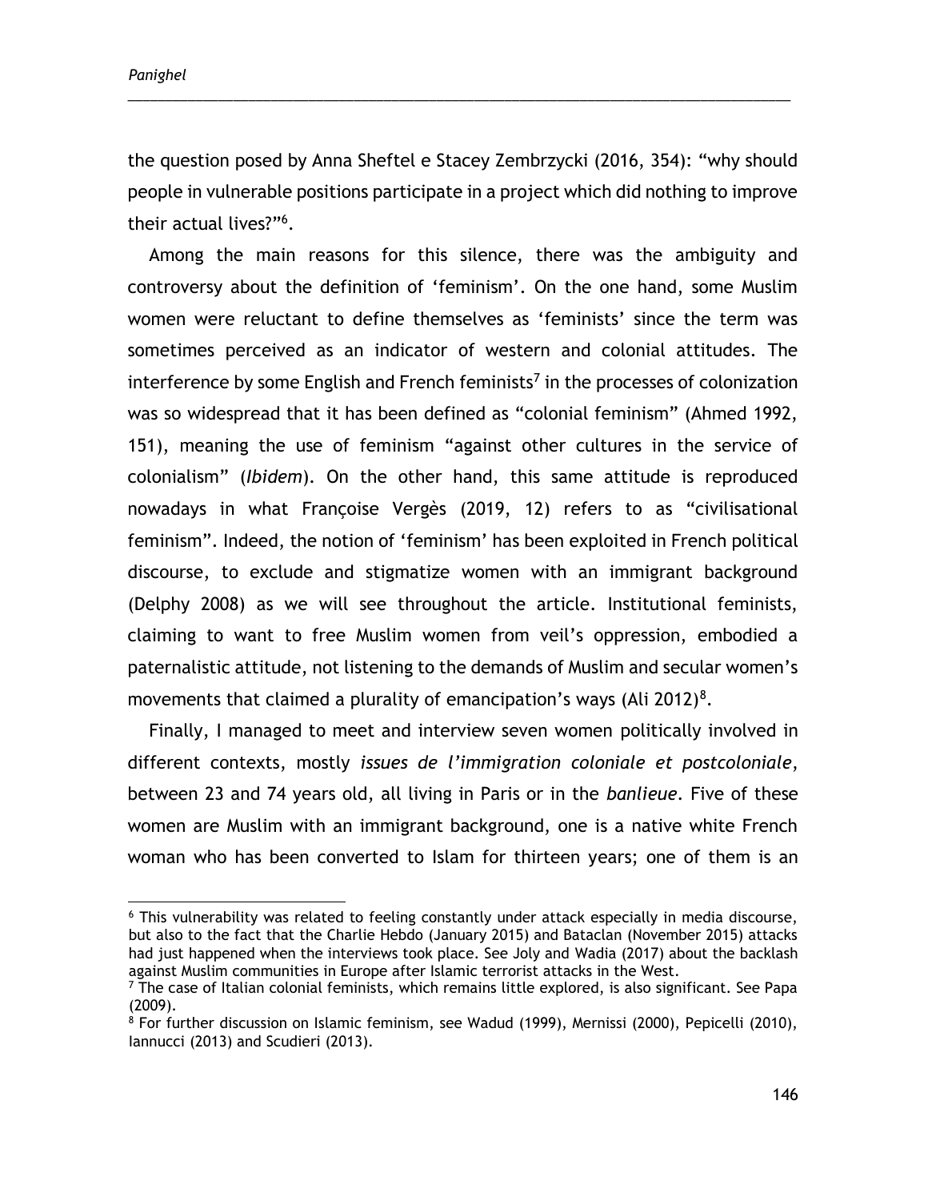the question posed by Anna Sheftel e Stacey Zembrzycki (2016, 354): "why should people in vulnerable positions participate in a project which did nothing to improve their actual lives?"[6].

Among the main reasons for this silence, there was the ambiguity and controversy about the definition of 'feminism'. On the one hand, some Muslim women were reluctant to define themselves as 'feminists' since the term was sometimes perceived as an indicator of western and colonial attitudes. The interference by some English and French feminists[7] in the processes of colonization was so widespread that it has been defined as "colonial feminism" (Ahmed 1992, 151), meaning the use of feminism "against other cultures in the service of colonialism" (*Ibidem*). On the other hand, this same attitude is reproduced nowadays in what Françoise Vergès (2019, 12) refers to as "civilisational feminism". Indeed, the notion of 'feminism' has been exploited in French political discourse, to exclude and stigmatize women with an immigrant background (Delphy 2008) as we will see throughout the article. Institutional feminists, claiming to want to free Muslim women from veil's oppression, embodied a paternalistic attitude, not listening to the demands of Muslim and secular women's movements that claimed a plurality of emancipation's ways (Ali 2012)[8].

Finally, I managed to meet and interview seven women politically involved in different contexts, mostly *issues de l'immigration coloniale et postcoloniale*, between 23 and 74 years old, all living in Paris or in the *banlieue*. Five of these women are Muslim with an immigrant background, one is a native white French woman who has been converted to Islam for thirteen years; one of them is an

---

[6] This vulnerability was related to feeling constantly under attack especially in media discourse, but also to the fact that the Charlie Hebdo (January 2015) and Bataclan (November 2015) attacks had just happened when the interviews took place. See Joly and Wadia (2017) about the backlash against Muslim communities in Europe after Islamic terrorist attacks in the West.

[7] The case of Italian colonial feminists, which remains little explored, is also significant. See Papa (2009).

[8] For further discussion on Islamic feminism, see Wadud (1999), Mernissi (2000), Pepicelli (2010), Iannucci (2013) and Scudieri (2013).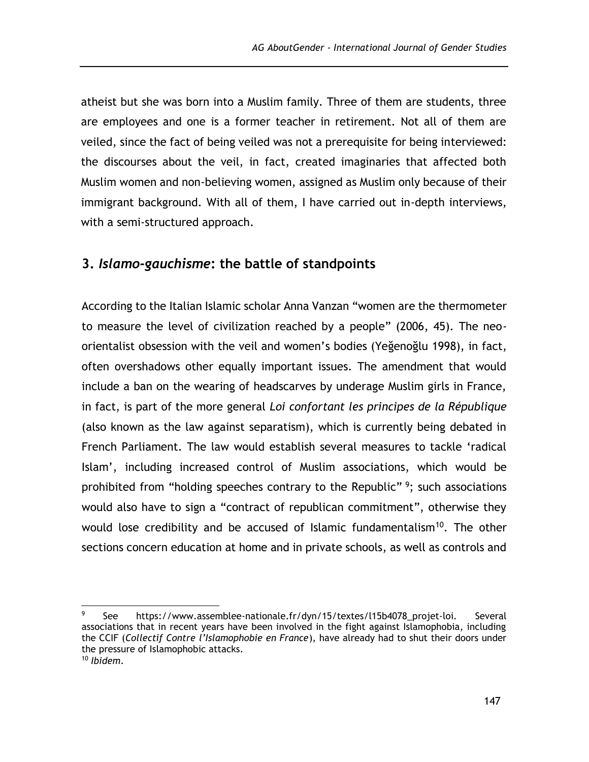atheist but she was born into a Muslim family. Three of them are students, three are employees and one is a former teacher in retirement. Not all of them are veiled, since the fact of being veiled was not a prerequisite for being interviewed: the discourses about the veil, in fact, created imaginaries that affected both Muslim women and non-believing women, assigned as Muslim only because of their immigrant background. With all of them, I have carried out in-depth interviews, with a semi-structured approach.

## 3. *Islamo-gauchisme*: the battle of standpoints

According to the Italian Islamic scholar Anna Vanzan "women are the thermometer to measure the level of civilization reached by a people" (2006, 45). The neo-orientalist obsession with the veil and women's bodies (Yeğenoğlu 1998), in fact, often overshadows other equally important issues. The amendment that would include a ban on the wearing of headscarves by underage Muslim girls in France, in fact, is part of the more general *Loi confortant les principes de la République* (also known as the law against separatism), which is currently being debated in French Parliament. The law would establish several measures to tackle 'radical Islam', including increased control of Muslim associations, which would be prohibited from "holding speeches contrary to the Republic" [9]; such associations would also have to sign a "contract of republican commitment", otherwise they would lose credibility and be accused of Islamic fundamentalism[10]. The other sections concern education at home and in private schools, as well as controls and

---

[9] See https://www.assemblee-nationale.fr/dyn/15/textes/l15b4078_projet-loi. Several associations that in recent years have been involved in the fight against Islamophobia, including the CCIF (*Collectif Contre l'Islamophobie en France*), have already had to shut their doors under the pressure of Islamophobic attacks.

[10] *Ibidem*.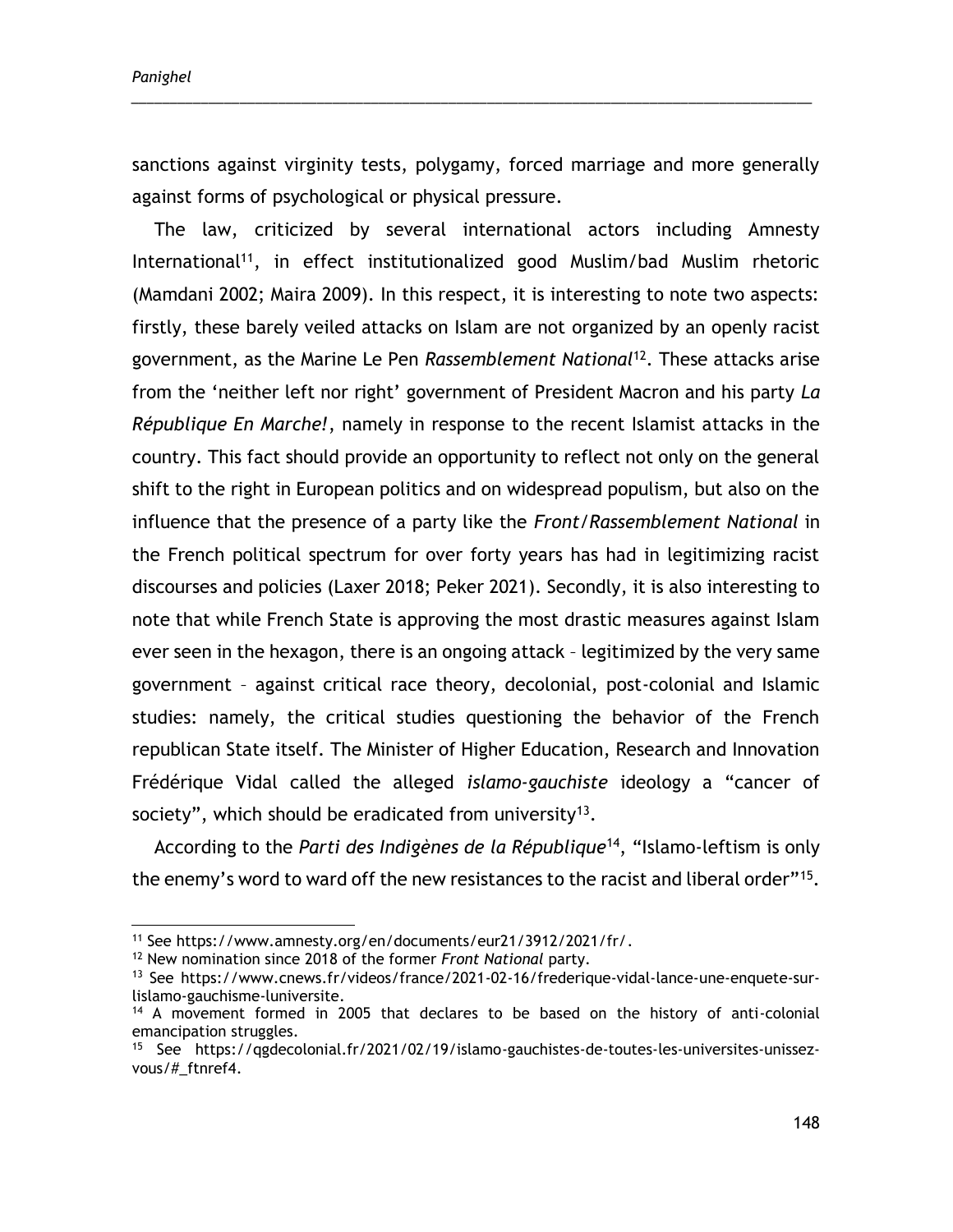sanctions against virginity tests, polygamy, forced marriage and more generally against forms of psychological or physical pressure.

The law, criticized by several international actors including Amnesty International[11], in effect institutionalized good Muslim/bad Muslim rhetoric (Mamdani 2002; Maira 2009). In this respect, it is interesting to note two aspects: firstly, these barely veiled attacks on Islam are not organized by an openly racist government, as the Marine Le Pen *Rassemblement National*[12]. These attacks arise from the 'neither left nor right' government of President Macron and his party *La République En Marche!*, namely in response to the recent Islamist attacks in the country. This fact should provide an opportunity to reflect not only on the general shift to the right in European politics and on widespread populism, but also on the influence that the presence of a party like the *Front/Rassemblement National* in the French political spectrum for over forty years has had in legitimizing racist discourses and policies (Laxer 2018; Peker 2021). Secondly, it is also interesting to note that while French State is approving the most drastic measures against Islam ever seen in the hexagon, there is an ongoing attack – legitimized by the very same government – against critical race theory, decolonial, post-colonial and Islamic studies: namely, the critical studies questioning the behavior of the French republican State itself. The Minister of Higher Education, Research and Innovation Frédérique Vidal called the alleged *islamo-gauchiste* ideology a "cancer of society", which should be eradicated from university[13].

According to the *Parti des Indigènes de la République*[14], "Islamo-leftism is only the enemy's word to ward off the new resistances to the racist and liberal order"[15].

---

[11] See https://www.amnesty.org/en/documents/eur21/3912/2021/fr/.

[12] New nomination since 2018 of the former *Front National* party.

[13] See https://www.cnews.fr/videos/france/2021-02-16/frederique-vidal-lance-une-enquete-sur-lislamo-gauchisme-luniversite.

[14] A movement formed in 2005 that declares to be based on the history of anti-colonial emancipation struggles.

[15] See https://qgdecolonial.fr/2021/02/19/islamo-gauchistes-de-toutes-les-universites-unissez-vous/#_ftnref4.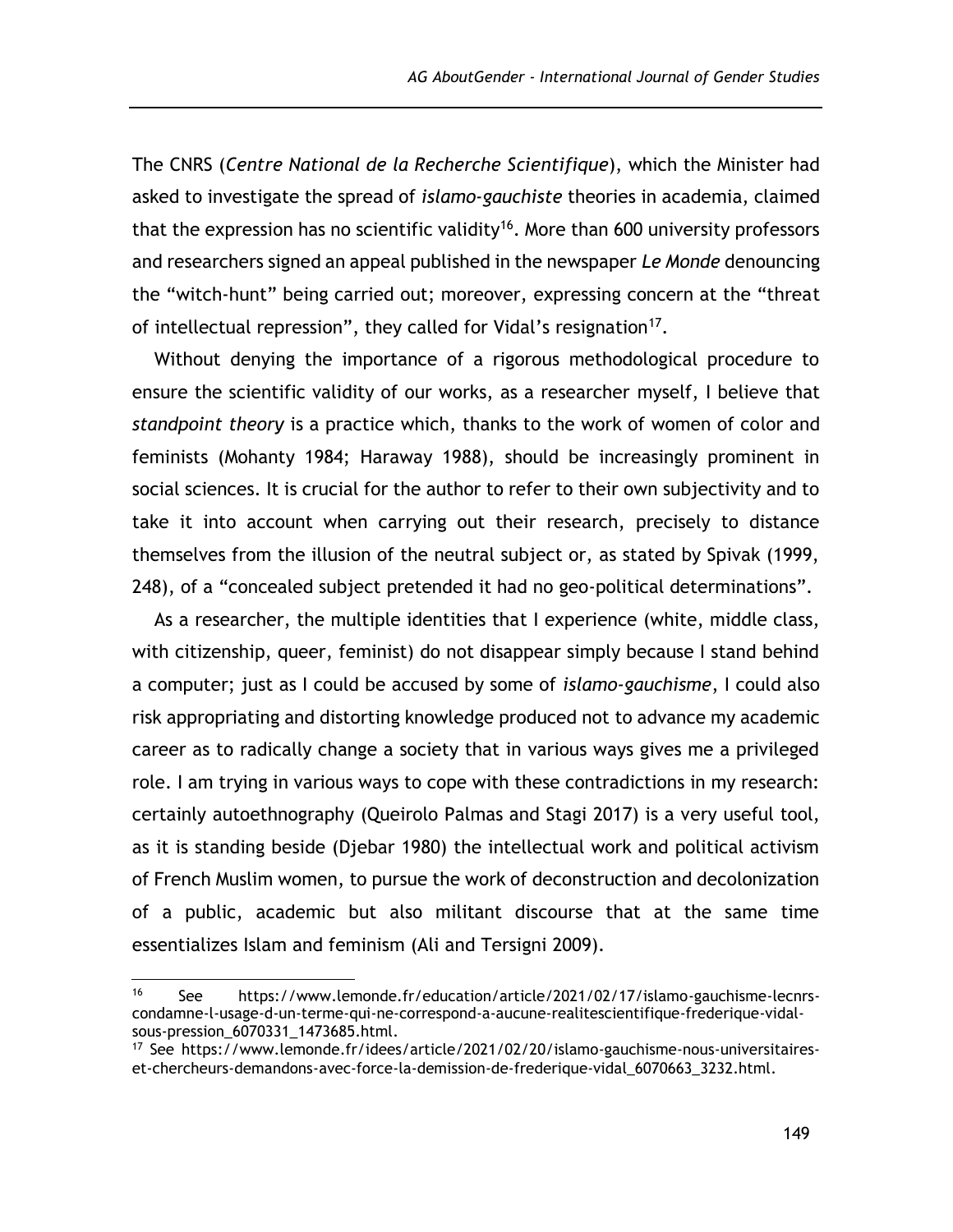The CNRS (*Centre National de la Recherche Scientifique*), which the Minister had asked to investigate the spread of *islamo-gauchiste* theories in academia, claimed that the expression has no scientific validity[16]. More than 600 university professors and researchers signed an appeal published in the newspaper *Le Monde* denouncing the "witch-hunt" being carried out; moreover, expressing concern at the "threat of intellectual repression", they called for Vidal's resignation[17].

Without denying the importance of a rigorous methodological procedure to ensure the scientific validity of our works, as a researcher myself, I believe that *standpoint theory* is a practice which, thanks to the work of women of color and feminists (Mohanty 1984; Haraway 1988), should be increasingly prominent in social sciences. It is crucial for the author to refer to their own subjectivity and to take it into account when carrying out their research, precisely to distance themselves from the illusion of the neutral subject or, as stated by Spivak (1999, 248), of a "concealed subject pretended it had no geo-political determinations".

As a researcher, the multiple identities that I experience (white, middle class, with citizenship, queer, feminist) do not disappear simply because I stand behind a computer; just as I could be accused by some of *islamo-gauchisme*, I could also risk appropriating and distorting knowledge produced not to advance my academic career as to radically change a society that in various ways gives me a privileged role. I am trying in various ways to cope with these contradictions in my research: certainly autoethnography (Queirolo Palmas and Stagi 2017) is a very useful tool, as it is standing beside (Djebar 1980) the intellectual work and political activism of French Muslim women, to pursue the work of deconstruction and decolonization of a public, academic but also militant discourse that at the same time essentializes Islam and feminism (Ali and Tersigni 2009).

---

[16] See https://www.lemonde.fr/education/article/2021/02/17/islamo-gauchisme-lecnrs-condamne-l-usage-d-un-terme-qui-ne-correspond-a-aucune-realitescientifique-frederique-vidal-sous-pression_6070331_1473685.html.

[17] See https://www.lemonde.fr/idees/article/2021/02/20/islamo-gauchisme-nous-universitaires-et-chercheurs-demandons-avec-force-la-demission-de-frederique-vidal_6070663_3232.html.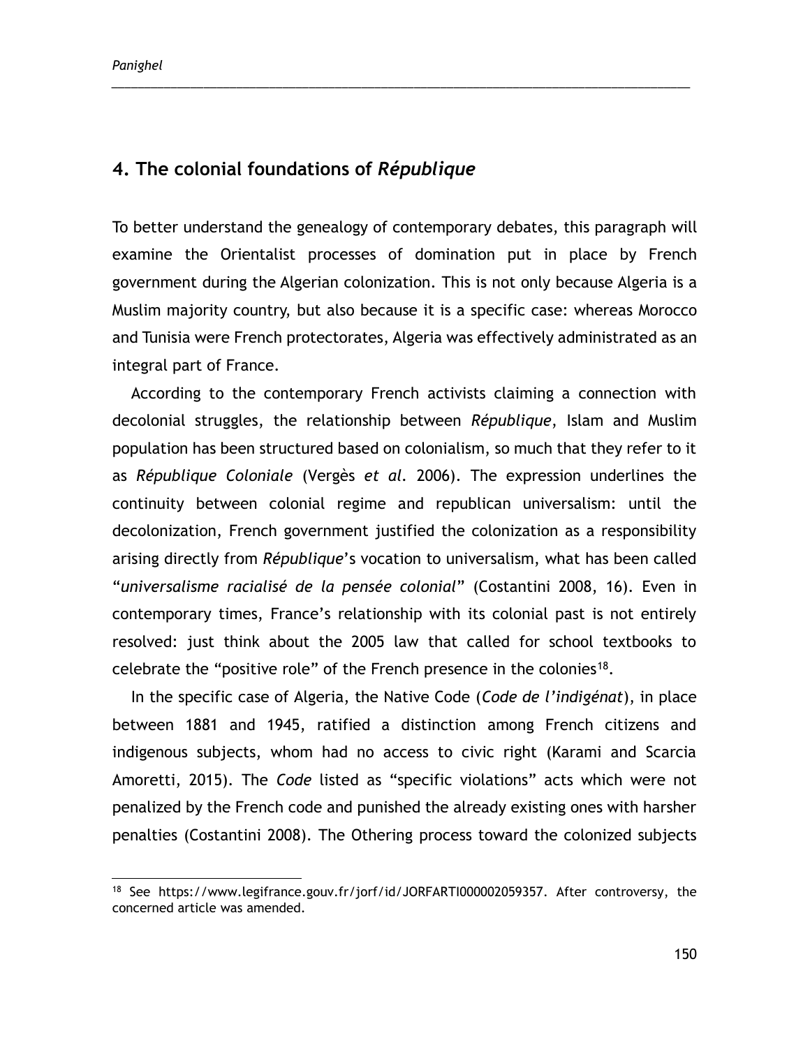## 4. The colonial foundations of *République*

To better understand the genealogy of contemporary debates, this paragraph will examine the Orientalist processes of domination put in place by French government during the Algerian colonization. This is not only because Algeria is a Muslim majority country, but also because it is a specific case: whereas Morocco and Tunisia were French protectorates, Algeria was effectively administrated as an integral part of France.

According to the contemporary French activists claiming a connection with decolonial struggles, the relationship between *République*, Islam and Muslim population has been structured based on colonialism, so much that they refer to it as *République Coloniale* (Vergès *et al.* 2006). The expression underlines the continuity between colonial regime and republican universalism: until the decolonization, French government justified the colonization as a responsibility arising directly from *République*'s vocation to universalism, what has been called "*universalisme racialisé de la pensée colonial*" (Costantini 2008, 16). Even in contemporary times, France's relationship with its colonial past is not entirely resolved: just think about the 2005 law that called for school textbooks to celebrate the "positive role" of the French presence in the colonies[18].

In the specific case of Algeria, the Native Code (*Code de l'indigénat*), in place between 1881 and 1945, ratified a distinction among French citizens and indigenous subjects, whom had no access to civic right (Karami and Scarcia Amoretti, 2015). The *Code* listed as "specific violations" acts which were not penalized by the French code and punished the already existing ones with harsher penalties (Costantini 2008). The Othering process toward the colonized subjects

[18] See https://www.legifrance.gouv.fr/jorf/id/JORFARTI000002059357. After controversy, the concerned article was amended.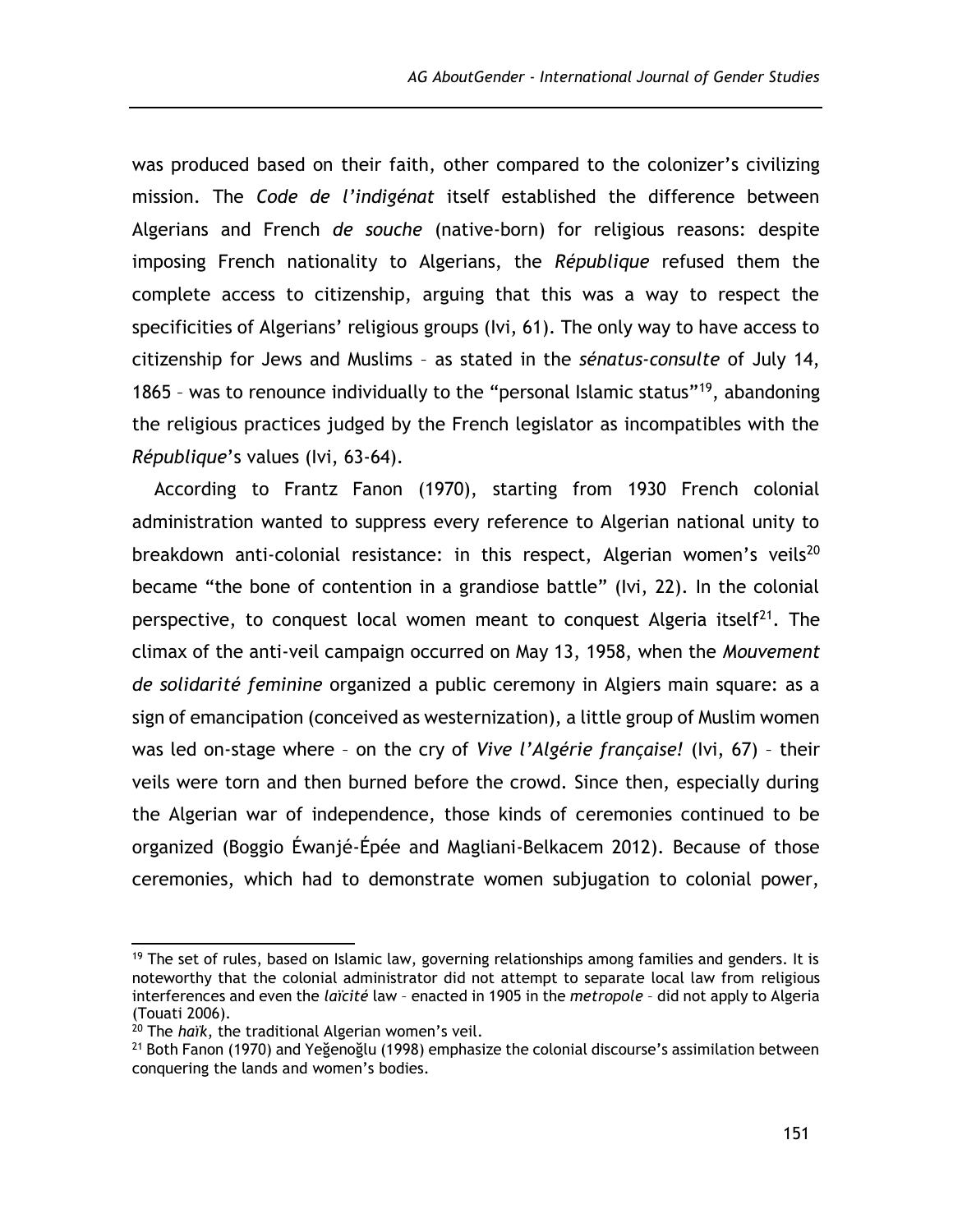was produced based on their faith, other compared to the colonizer's civilizing mission. The *Code de l'indigénat* itself established the difference between Algerians and French *de souche* (native-born) for religious reasons: despite imposing French nationality to Algerians, the *République* refused them the complete access to citizenship, arguing that this was a way to respect the specificities of Algerians' religious groups (Ivi, 61). The only way to have access to citizenship for Jews and Muslims – as stated in the *sénatus-consulte* of July 14, 1865 – was to renounce individually to the "personal Islamic status"[19], abandoning the religious practices judged by the French legislator as incompatibles with the *République*'s values (Ivi, 63-64).

According to Frantz Fanon (1970), starting from 1930 French colonial administration wanted to suppress every reference to Algerian national unity to breakdown anti-colonial resistance: in this respect, Algerian women's veils[20] became "the bone of contention in a grandiose battle" (Ivi, 22). In the colonial perspective, to conquest local women meant to conquest Algeria itself[21]. The climax of the anti-veil campaign occurred on May 13, 1958, when the *Mouvement de solidarité feminine* organized a public ceremony in Algiers main square: as a sign of emancipation (conceived as westernization), a little group of Muslim women was led on-stage where – on the cry of *Vive l'Algérie française!* (Ivi, 67) – their veils were torn and then burned before the crowd. Since then, especially during the Algerian war of independence, those kinds of ceremonies continued to be organized (Boggio Éwanjé-Épée and Magliani-Belkacem 2012). Because of those ceremonies, which had to demonstrate women subjugation to colonial power,

---

[19] The set of rules, based on Islamic law, governing relationships among families and genders. It is noteworthy that the colonial administrator did not attempt to separate local law from religious interferences and even the *laïcité* law – enacted in 1905 in the *metropole* – did not apply to Algeria (Touati 2006).

[20] The *haïk*, the traditional Algerian women's veil.

[21] Both Fanon (1970) and Yeğenoğlu (1998) emphasize the colonial discourse's assimilation between conquering the lands and women's bodies.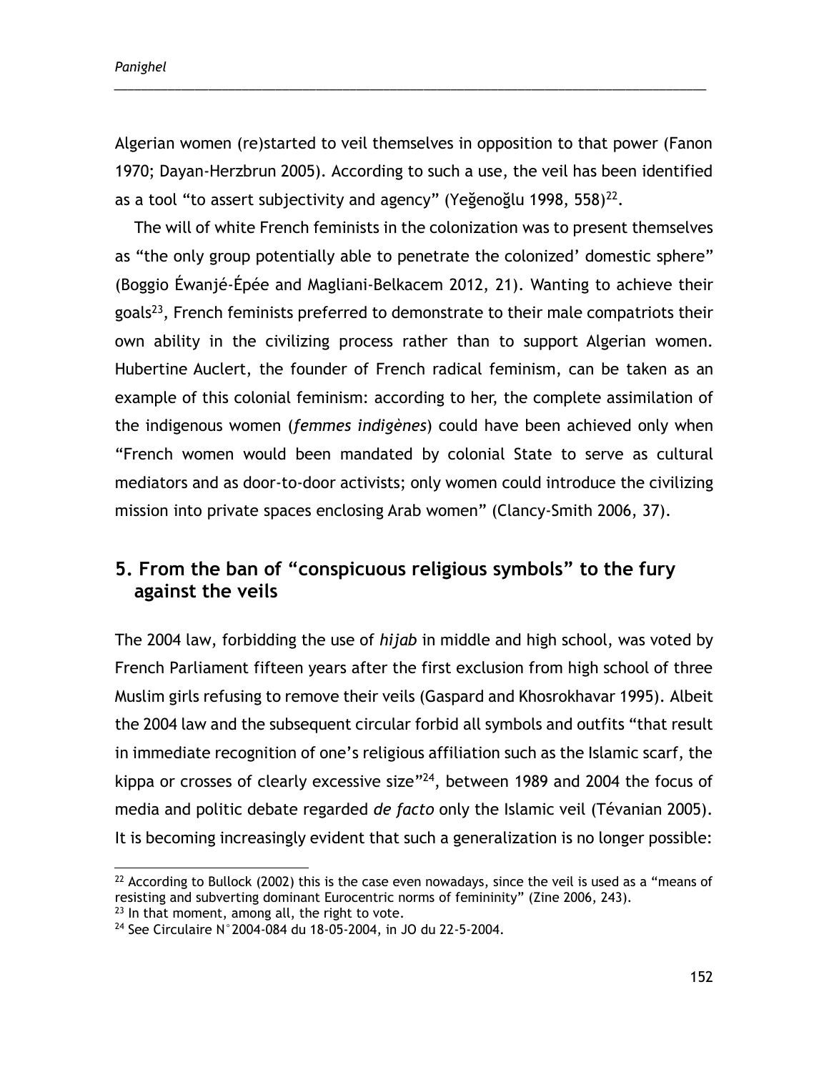Algerian women (re)started to veil themselves in opposition to that power (Fanon 1970; Dayan-Herzbrun 2005). According to such a use, the veil has been identified as a tool "to assert subjectivity and agency" (Yeğenoğlu 1998, 558)[22].

The will of white French feminists in the colonization was to present themselves as "the only group potentially able to penetrate the colonized' domestic sphere" (Boggio Éwanjé-Épée and Magliani-Belkacem 2012, 21). Wanting to achieve their goals[23], French feminists preferred to demonstrate to their male compatriots their own ability in the civilizing process rather than to support Algerian women. Hubertine Auclert, the founder of French radical feminism, can be taken as an example of this colonial feminism: according to her, the complete assimilation of the indigenous women (*femmes indigènes*) could have been achieved only when "French women would been mandated by colonial State to serve as cultural mediators and as door-to-door activists; only women could introduce the civilizing mission into private spaces enclosing Arab women" (Clancy-Smith 2006, 37).

## 5. From the ban of "conspicuous religious symbols" to the fury against the veils

The 2004 law, forbidding the use of *hijab* in middle and high school, was voted by French Parliament fifteen years after the first exclusion from high school of three Muslim girls refusing to remove their veils (Gaspard and Khosrokhavar 1995). Albeit the 2004 law and the subsequent circular forbid all symbols and outfits "that result in immediate recognition of one's religious affiliation such as the Islamic scarf, the kippa or crosses of clearly excessive size"[24], between 1989 and 2004 the focus of media and politic debate regarded *de facto* only the Islamic veil (Tévanian 2005). It is becoming increasingly evident that such a generalization is no longer possible:

[22] According to Bullock (2002) this is the case even nowadays, since the veil is used as a "means of resisting and subverting dominant Eurocentric norms of femininity" (Zine 2006, 243).

[23] In that moment, among all, the right to vote.

[24] See Circulaire N°2004-084 du 18-05-2004, in JO du 22-5-2004.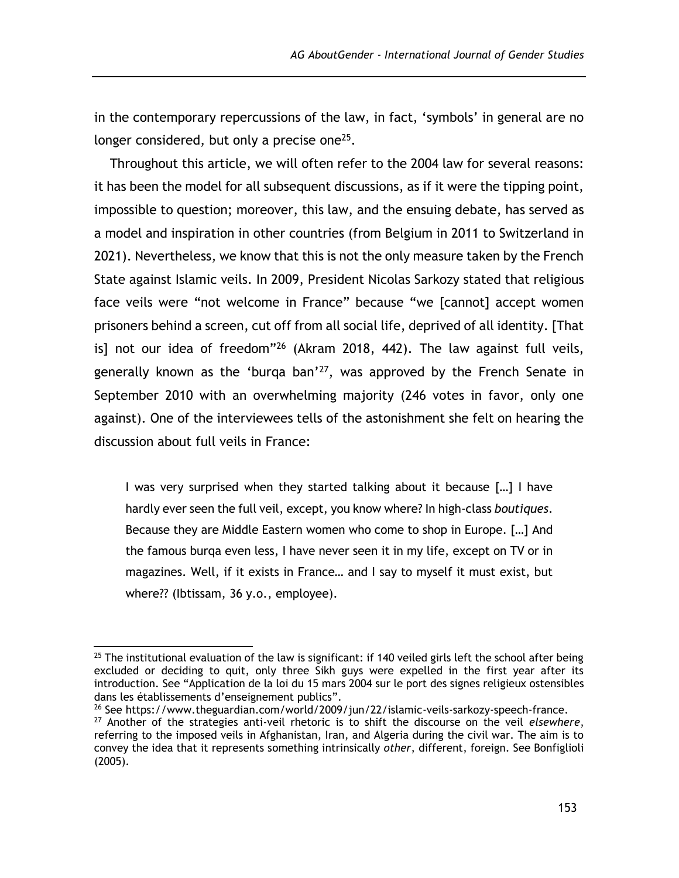in the contemporary repercussions of the law, in fact, 'symbols' in general are no longer considered, but only a precise one[25].

Throughout this article, we will often refer to the 2004 law for several reasons: it has been the model for all subsequent discussions, as if it were the tipping point, impossible to question; moreover, this law, and the ensuing debate, has served as a model and inspiration in other countries (from Belgium in 2011 to Switzerland in 2021). Nevertheless, we know that this is not the only measure taken by the French State against Islamic veils. In 2009, President Nicolas Sarkozy stated that religious face veils were "not welcome in France" because "we [cannot] accept women prisoners behind a screen, cut off from all social life, deprived of all identity. [That is] not our idea of freedom"[26] (Akram 2018, 442). The law against full veils, generally known as the 'burqa ban'[27], was approved by the French Senate in September 2010 with an overwhelming majority (246 votes in favor, only one against). One of the interviewees tells of the astonishment she felt on hearing the discussion about full veils in France:

> I was very surprised when they started talking about it because […] I have hardly ever seen the full veil, except, you know where? In high-class *boutiques*. Because they are Middle Eastern women who come to shop in Europe. […] And the famous burqa even less, I have never seen it in my life, except on TV or in magazines. Well, if it exists in France… and I say to myself it must exist, but where?? (Ibtissam, 36 y.o., employee).

---

[25] The institutional evaluation of the law is significant: if 140 veiled girls left the school after being excluded or deciding to quit, only three Sikh guys were expelled in the first year after its introduction. See "Application de la loi du 15 mars 2004 sur le port des signes religieux ostensibles dans les établissements d'enseignement publics".

[26] See https://www.theguardian.com/world/2009/jun/22/islamic-veils-sarkozy-speech-france.

[27] Another of the strategies anti-veil rhetoric is to shift the discourse on the veil *elsewhere*, referring to the imposed veils in Afghanistan, Iran, and Algeria during the civil war. The aim is to convey the idea that it represents something intrinsically *other*, different, foreign. See Bonfiglioli (2005).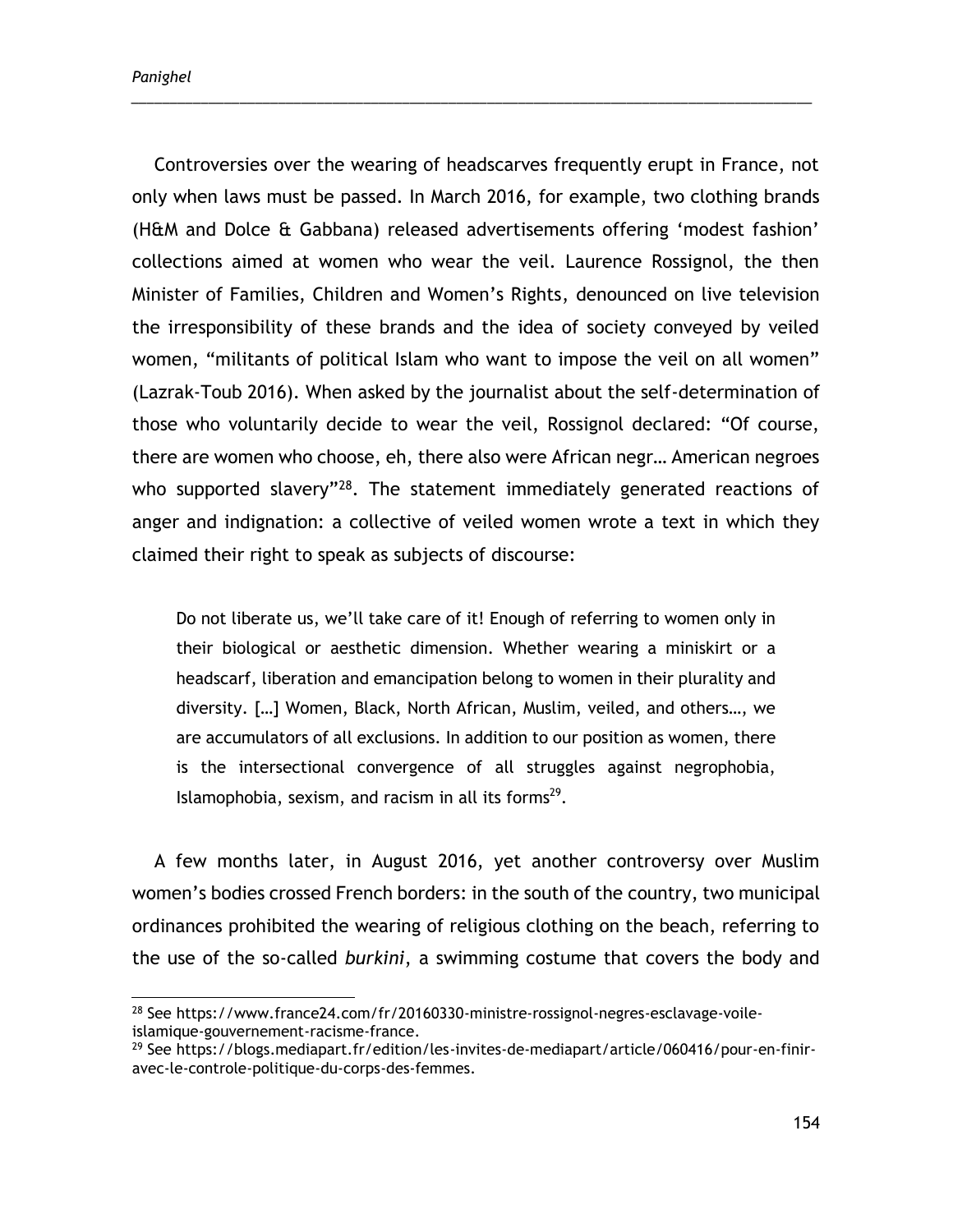Controversies over the wearing of headscarves frequently erupt in France, not only when laws must be passed. In March 2016, for example, two clothing brands (H&M and Dolce & Gabbana) released advertisements offering 'modest fashion' collections aimed at women who wear the veil. Laurence Rossignol, the then Minister of Families, Children and Women's Rights, denounced on live television the irresponsibility of these brands and the idea of society conveyed by veiled women, "militants of political Islam who want to impose the veil on all women" (Lazrak-Toub 2016). When asked by the journalist about the self-determination of those who voluntarily decide to wear the veil, Rossignol declared: "Of course, there are women who choose, eh, there also were African negr… American negroes who supported slavery"[28]. The statement immediately generated reactions of anger and indignation: a collective of veiled women wrote a text in which they claimed their right to speak as subjects of discourse:

> Do not liberate us, we'll take care of it! Enough of referring to women only in their biological or aesthetic dimension. Whether wearing a miniskirt or a headscarf, liberation and emancipation belong to women in their plurality and diversity. […] Women, Black, North African, Muslim, veiled, and others…, we are accumulators of all exclusions. In addition to our position as women, there is the intersectional convergence of all struggles against negrophobia, Islamophobia, sexism, and racism in all its forms[29].

A few months later, in August 2016, yet another controversy over Muslim women's bodies crossed French borders: in the south of the country, two municipal ordinances prohibited the wearing of religious clothing on the beach, referring to the use of the so-called *burkini*, a swimming costume that covers the body and

---

[28] See https://www.france24.com/fr/20160330-ministre-rossignol-negres-esclavage-voile-islamique-gouvernement-racisme-france.

[29] See https://blogs.mediapart.fr/edition/les-invites-de-mediapart/article/060416/pour-en-finir-avec-le-controle-politique-du-corps-des-femmes.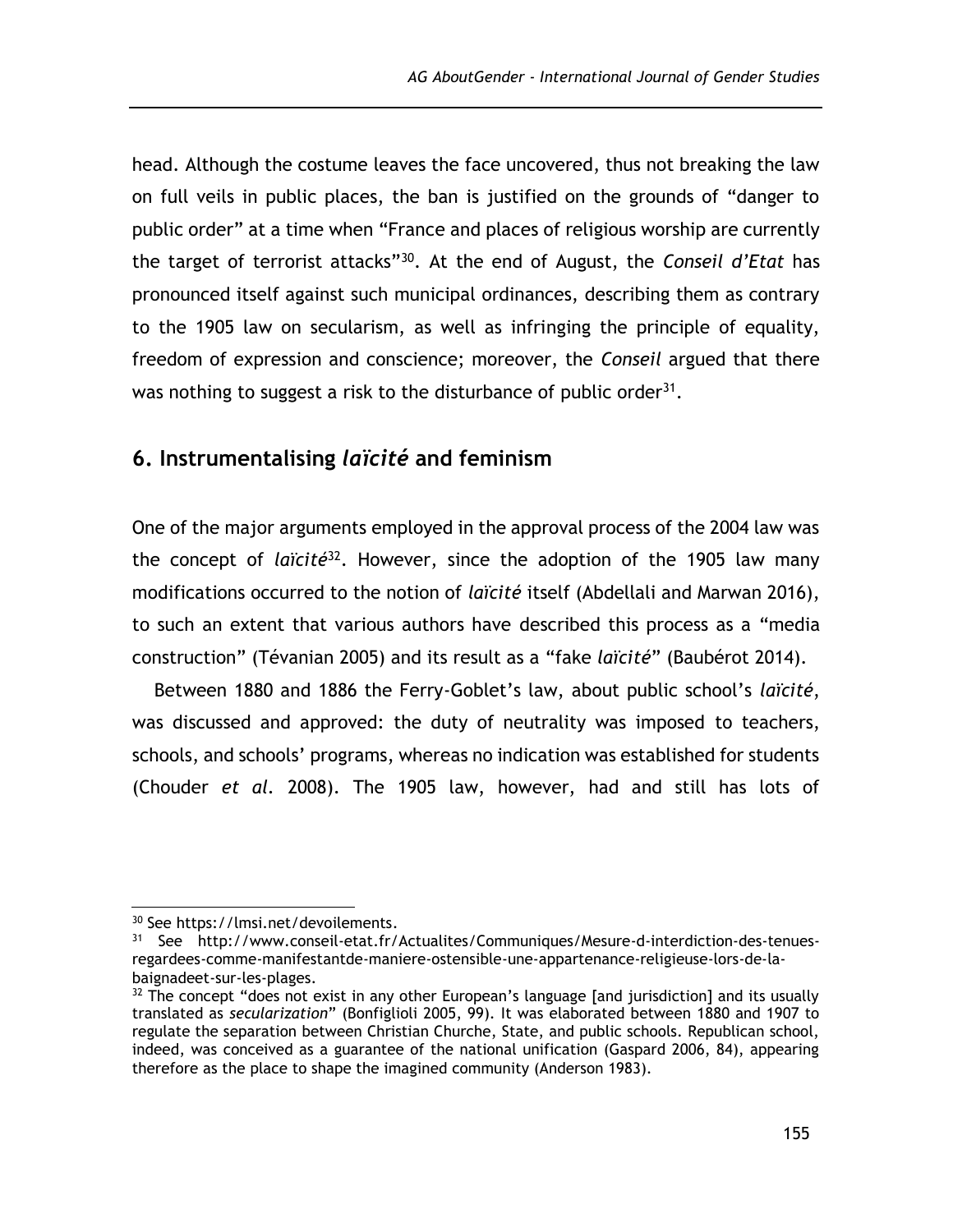head. Although the costume leaves the face uncovered, thus not breaking the law on full veils in public places, the ban is justified on the grounds of "danger to public order" at a time when "France and places of religious worship are currently the target of terrorist attacks"[30]. At the end of August, the *Conseil d'Etat* has pronounced itself against such municipal ordinances, describing them as contrary to the 1905 law on secularism, as well as infringing the principle of equality, freedom of expression and conscience; moreover, the *Conseil* argued that there was nothing to suggest a risk to the disturbance of public order[31].

## 6. Instrumentalising *laïcité* and feminism

One of the major arguments employed in the approval process of the 2004 law was the concept of *laïcité*[32]. However, since the adoption of the 1905 law many modifications occurred to the notion of *laïcité* itself (Abdellali and Marwan 2016), to such an extent that various authors have described this process as a "media construction" (Tévanian 2005) and its result as a "fake *laïcité*" (Baubérot 2014).

Between 1880 and 1886 the Ferry-Goblet's law, about public school's *laïcité*, was discussed and approved: the duty of neutrality was imposed to teachers, schools, and schools' programs, whereas no indication was established for students (Chouder *et al.* 2008). The 1905 law, however, had and still has lots of

---

[30] See https://lmsi.net/devoilements.

[31] See http://www.conseil-etat.fr/Actualites/Communiques/Mesure-d-interdiction-des-tenues-regardees-comme-manifestantde-maniere-ostensible-une-appartenance-religieuse-lors-de-la-baignadeet-sur-les-plages.

[32] The concept "does not exist in any other European's language [and jurisdiction] and its usually translated as *secularization*" (Bonfiglioli 2005, 99). It was elaborated between 1880 and 1907 to regulate the separation between Christian Churche, State, and public schools. Republican school, indeed, was conceived as a guarantee of the national unification (Gaspard 2006, 84), appearing therefore as the place to shape the imagined community (Anderson 1983).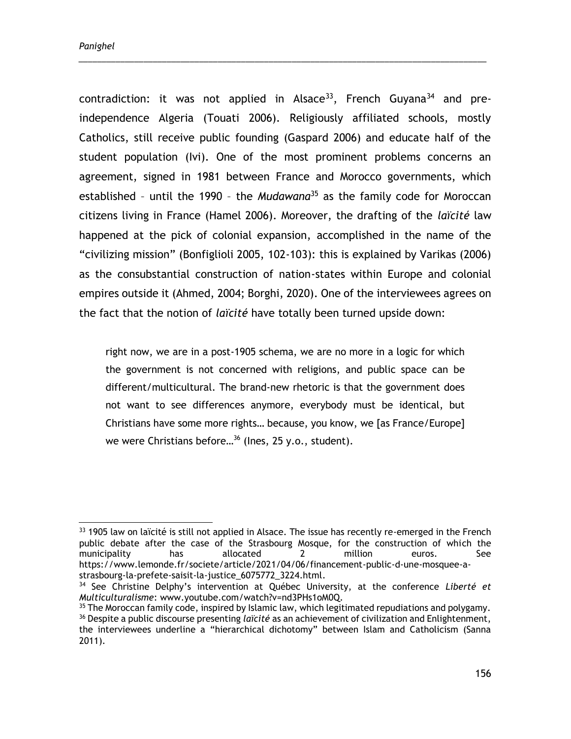contradiction: it was not applied in Alsace[33], French Guyana[34] and pre-independence Algeria (Touati 2006). Religiously affiliated schools, mostly Catholics, still receive public founding (Gaspard 2006) and educate half of the student population (Ivi). One of the most prominent problems concerns an agreement, signed in 1981 between France and Morocco governments, which established – until the 1990 – the *Mudawana*[35] as the family code for Moroccan citizens living in France (Hamel 2006). Moreover, the drafting of the *laïcité* law happened at the pick of colonial expansion, accomplished in the name of the "civilizing mission" (Bonfiglioli 2005, 102-103): this is explained by Varikas (2006) as the consubstantial construction of nation-states within Europe and colonial empires outside it (Ahmed, 2004; Borghi, 2020). One of the interviewees agrees on the fact that the notion of *laïcité* have totally been turned upside down:

> right now, we are in a post-1905 schema, we are no more in a logic for which the government is not concerned with religions, and public space can be different/multicultural. The brand-new rhetoric is that the government does not want to see differences anymore, everybody must be identical, but Christians have some more rights… because, you know, we [as France/Europe] we were Christians before…[36] (Ines, 25 y.o., student).

---

[33] 1905 law on laïcité is still not applied in Alsace. The issue has recently re-emerged in the French public debate after the case of the Strasbourg Mosque, for the construction of which the municipality has allocated 2 million euros. See https://www.lemonde.fr/societe/article/2021/04/06/financement-public-d-une-mosquee-a-strasbourg-la-prefete-saisit-la-justice_6075772_3224.html.

[34] See Christine Delphy's intervention at Québec University, at the conference *Liberté et Multiculturalisme*: www.youtube.com/watch?v=nd3PHs1oM0Q.

[35] The Moroccan family code, inspired by Islamic law, which legitimated repudiations and polygamy.

[36] Despite a public discourse presenting *laïcité* as an achievement of civilization and Enlightenment, the interviewees underline a "hierarchical dichotomy" between Islam and Catholicism (Sanna 2011).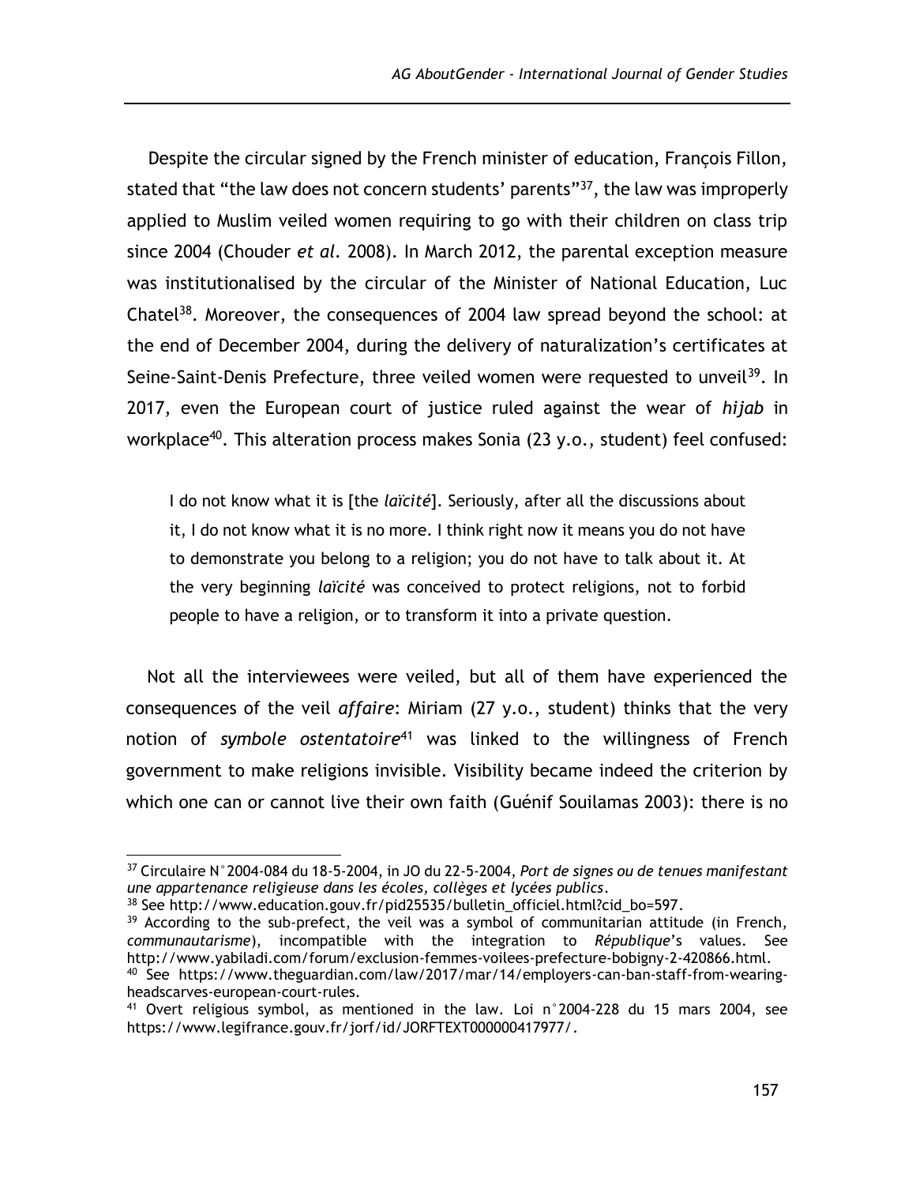Despite the circular signed by the French minister of education, François Fillon, stated that "the law does not concern students' parents"[37], the law was improperly applied to Muslim veiled women requiring to go with their children on class trip since 2004 (Chouder *et al.* 2008). In March 2012, the parental exception measure was institutionalised by the circular of the Minister of National Education, Luc Chatel[38]. Moreover, the consequences of 2004 law spread beyond the school: at the end of December 2004, during the delivery of naturalization's certificates at Seine-Saint-Denis Prefecture, three veiled women were requested to unveil[39]. In 2017, even the European court of justice ruled against the wear of *hijab* in workplace[40]. This alteration process makes Sonia (23 y.o., student) feel confused:

> I do not know what it is [the *laïcité*]. Seriously, after all the discussions about it, I do not know what it is no more. I think right now it means you do not have to demonstrate you belong to a religion; you do not have to talk about it. At the very beginning *laïcité* was conceived to protect religions, not to forbid people to have a religion, or to transform it into a private question.

Not all the interviewees were veiled, but all of them have experienced the consequences of the veil *affaire*: Miriam (27 y.o., student) thinks that the very notion of *symbole ostentatoire*[41] was linked to the willingness of French government to make religions invisible. Visibility became indeed the criterion by which one can or cannot live their own faith (Guénif Souilamas 2003): there is no

[37] Circulaire N°2004-084 du 18-5-2004, in JO du 22-5-2004, *Port de signes ou de tenues manifestant une appartenance religieuse dans les écoles, collèges et lycées publics*.

[38] See http://www.education.gouv.fr/pid25535/bulletin_officiel.html?cid_bo=597.

[39] According to the sub-prefect, the veil was a symbol of communitarian attitude (in French, *communautarisme*), incompatible with the integration to *République*'s values. See http://www.yabiladi.com/forum/exclusion-femmes-voilees-prefecture-bobigny-2-420866.html.

[40] See https://www.theguardian.com/law/2017/mar/14/employers-can-ban-staff-from-wearing-headscarves-european-court-rules.

[41] Overt religious symbol, as mentioned in the law. Loi n°2004-228 du 15 mars 2004, see https://www.legifrance.gouv.fr/jorf/id/JORFTEXT000000417977/.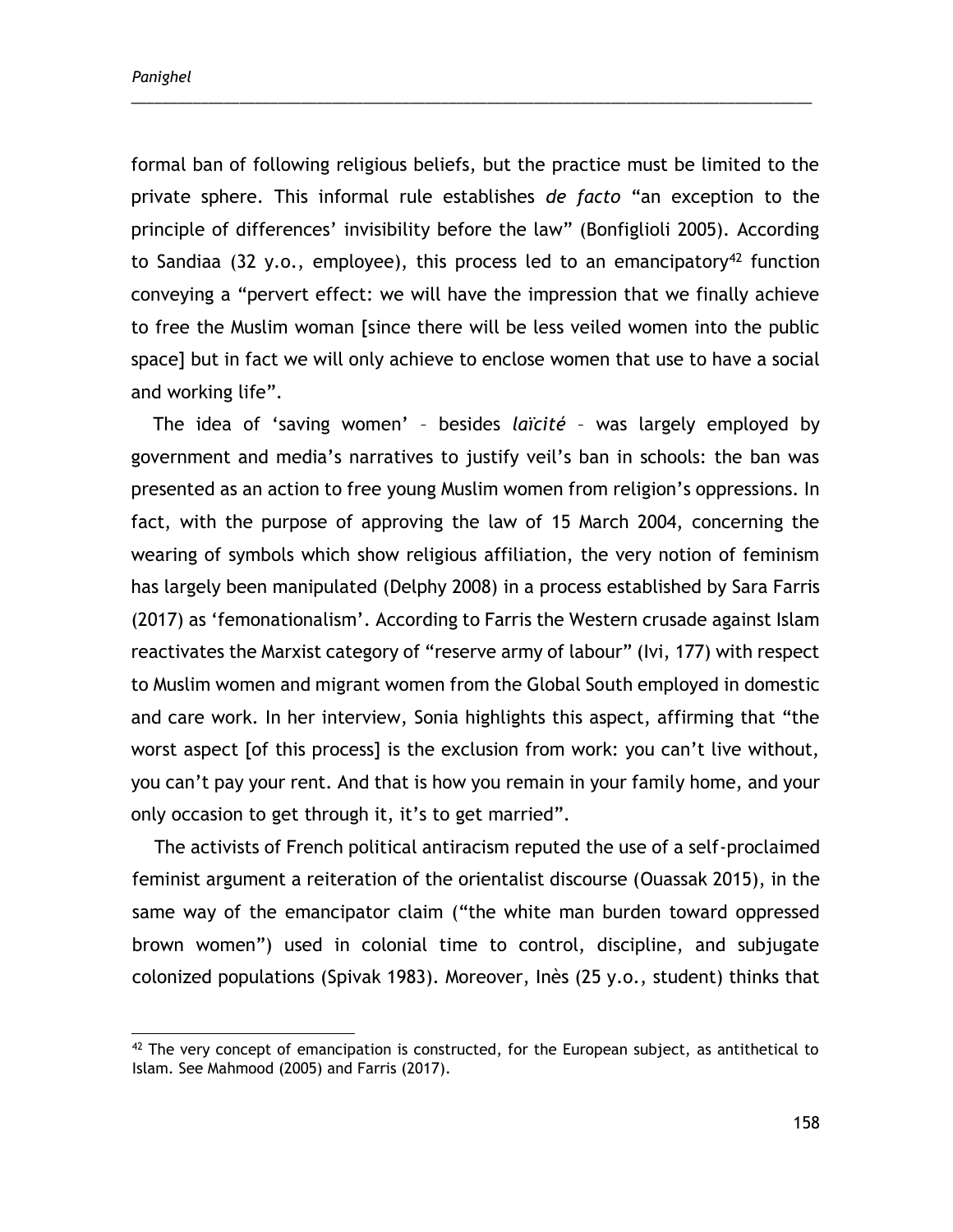formal ban of following religious beliefs, but the practice must be limited to the private sphere. This informal rule establishes *de facto* "an exception to the principle of differences' invisibility before the law" (Bonfiglioli 2005). According to Sandiaa (32 y.o., employee), this process led to an emancipatory[42] function conveying a "pervert effect: we will have the impression that we finally achieve to free the Muslim woman [since there will be less veiled women into the public space] but in fact we will only achieve to enclose women that use to have a social and working life".

The idea of 'saving women' – besides *laïcité* – was largely employed by government and media's narratives to justify veil's ban in schools: the ban was presented as an action to free young Muslim women from religion's oppressions. In fact, with the purpose of approving the law of 15 March 2004, concerning the wearing of symbols which show religious affiliation, the very notion of feminism has largely been manipulated (Delphy 2008) in a process established by Sara Farris (2017) as 'femonationalism'. According to Farris the Western crusade against Islam reactivates the Marxist category of "reserve army of labour" (Ivi, 177) with respect to Muslim women and migrant women from the Global South employed in domestic and care work. In her interview, Sonia highlights this aspect, affirming that "the worst aspect [of this process] is the exclusion from work: you can't live without, you can't pay your rent. And that is how you remain in your family home, and your only occasion to get through it, it's to get married".

The activists of French political antiracism reputed the use of a self-proclaimed feminist argument a reiteration of the orientalist discourse (Ouassak 2015), in the same way of the emancipator claim ("the white man burden toward oppressed brown women") used in colonial time to control, discipline, and subjugate colonized populations (Spivak 1983). Moreover, Inès (25 y.o., student) thinks that

---

[42] The very concept of emancipation is constructed, for the European subject, as antithetical to Islam. See Mahmood (2005) and Farris (2017).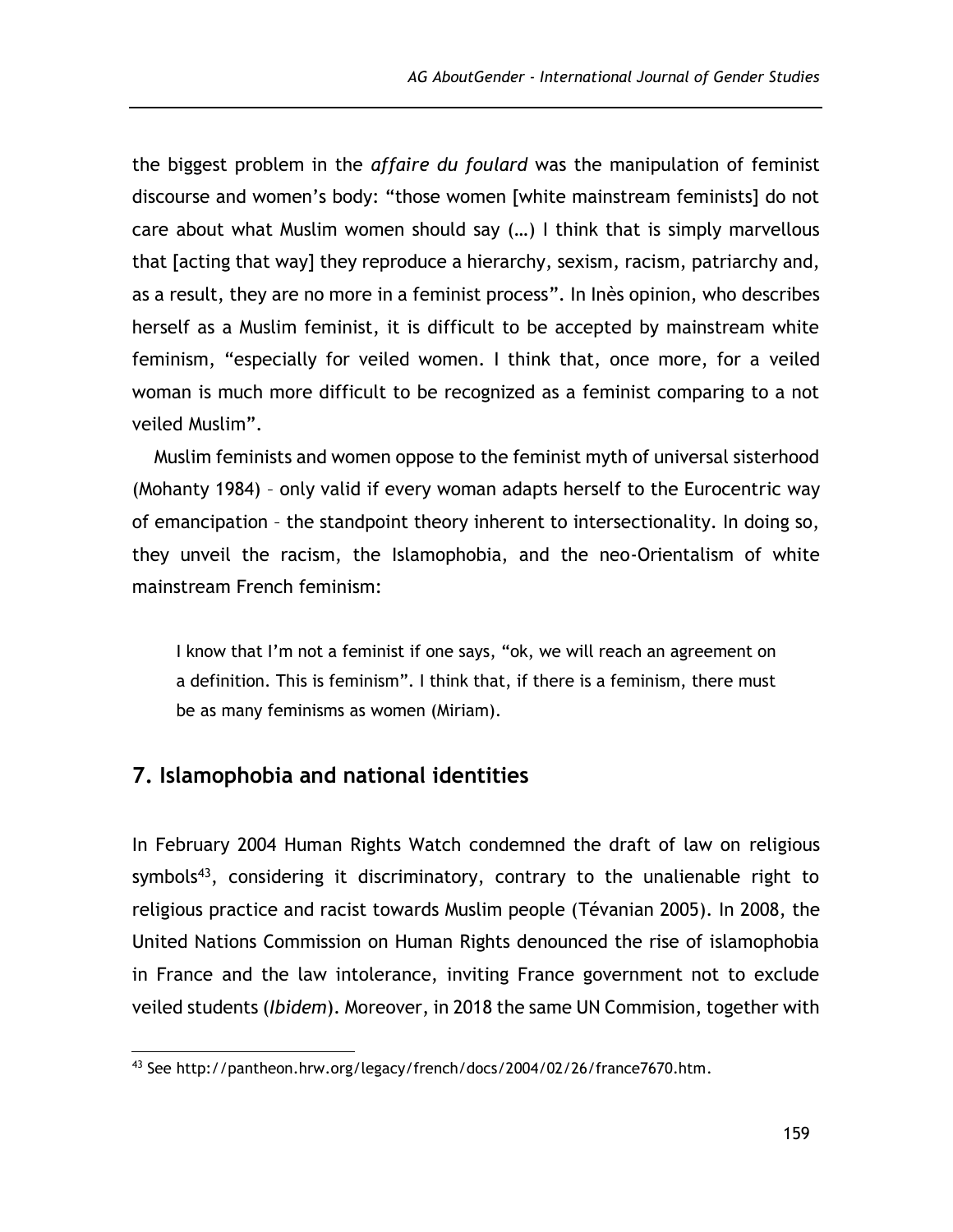the biggest problem in the *affaire du foulard* was the manipulation of feminist discourse and women's body: "those women [white mainstream feminists] do not care about what Muslim women should say (…) I think that is simply marvellous that [acting that way] they reproduce a hierarchy, sexism, racism, patriarchy and, as a result, they are no more in a feminist process". In Inès opinion, who describes herself as a Muslim feminist, it is difficult to be accepted by mainstream white feminism, "especially for veiled women. I think that, once more, for a veiled woman is much more difficult to be recognized as a feminist comparing to a not veiled Muslim".

Muslim feminists and women oppose to the feminist myth of universal sisterhood (Mohanty 1984) – only valid if every woman adapts herself to the Eurocentric way of emancipation – the standpoint theory inherent to intersectionality. In doing so, they unveil the racism, the Islamophobia, and the neo-Orientalism of white mainstream French feminism:

> I know that I'm not a feminist if one says, "ok, we will reach an agreement on a definition. This is feminism". I think that, if there is a feminism, there must be as many feminisms as women (Miriam).

## 7. Islamophobia and national identities

In February 2004 Human Rights Watch condemned the draft of law on religious symbols[43], considering it discriminatory, contrary to the unalienable right to religious practice and racist towards Muslim people (Tévanian 2005). In 2008, the United Nations Commission on Human Rights denounced the rise of islamophobia in France and the law intolerance, inviting France government not to exclude veiled students (*Ibidem*). Moreover, in 2018 the same UN Commision, together with

[43] See http://pantheon.hrw.org/legacy/french/docs/2004/02/26/france7670.htm.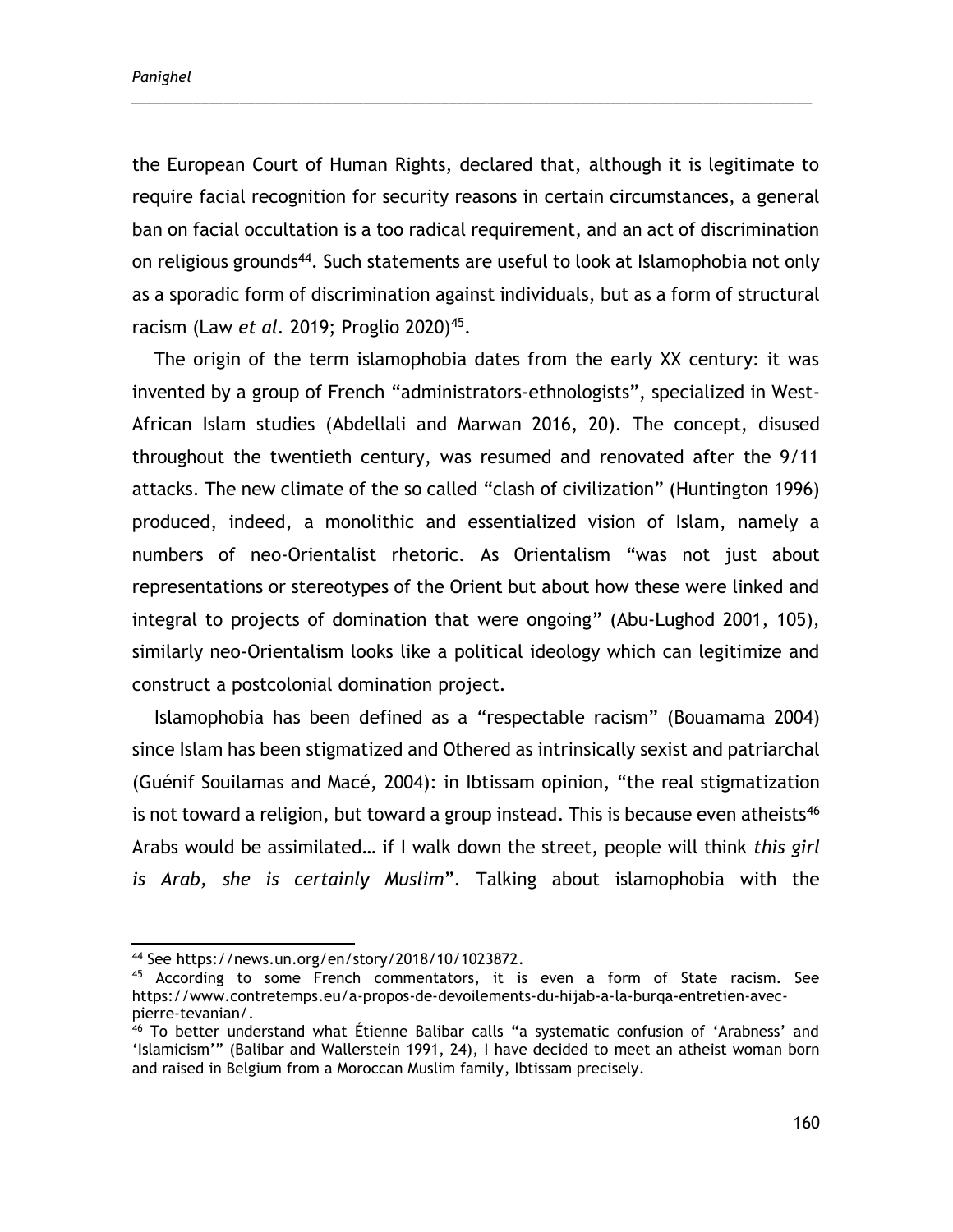the European Court of Human Rights, declared that, although it is legitimate to require facial recognition for security reasons in certain circumstances, a general ban on facial occultation is a too radical requirement, and an act of discrimination on religious grounds[44]. Such statements are useful to look at Islamophobia not only as a sporadic form of discrimination against individuals, but as a form of structural racism (Law *et al.* 2019; Proglio 2020)[45].

The origin of the term islamophobia dates from the early XX century: it was invented by a group of French "administrators-ethnologists", specialized in West-African Islam studies (Abdellali and Marwan 2016, 20). The concept, disused throughout the twentieth century, was resumed and renovated after the 9/11 attacks. The new climate of the so called "clash of civilization" (Huntington 1996) produced, indeed, a monolithic and essentialized vision of Islam, namely a numbers of neo-Orientalist rhetoric. As Orientalism "was not just about representations or stereotypes of the Orient but about how these were linked and integral to projects of domination that were ongoing" (Abu-Lughod 2001, 105), similarly neo-Orientalism looks like a political ideology which can legitimize and construct a postcolonial domination project.

Islamophobia has been defined as a "respectable racism" (Bouamama 2004) since Islam has been stigmatized and Othered as intrinsically sexist and patriarchal (Guénif Souilamas and Macé, 2004): in Ibtissam opinion, "the real stigmatization is not toward a religion, but toward a group instead. This is because even atheists[46] Arabs would be assimilated… if I walk down the street, people will think *this girl is Arab, she is certainly Muslim*". Talking about islamophobia with the

---

[44] See https://news.un.org/en/story/2018/10/1023872.

[45] According to some French commentators, it is even a form of State racism. See https://www.contretemps.eu/a-propos-de-devoilements-du-hijab-a-la-burqa-entretien-avec-pierre-tevanian/.

[46] To better understand what Étienne Balibar calls "a systematic confusion of 'Arabness' and 'Islamicism'" (Balibar and Wallerstein 1991, 24), I have decided to meet an atheist woman born and raised in Belgium from a Moroccan Muslim family, Ibtissam precisely.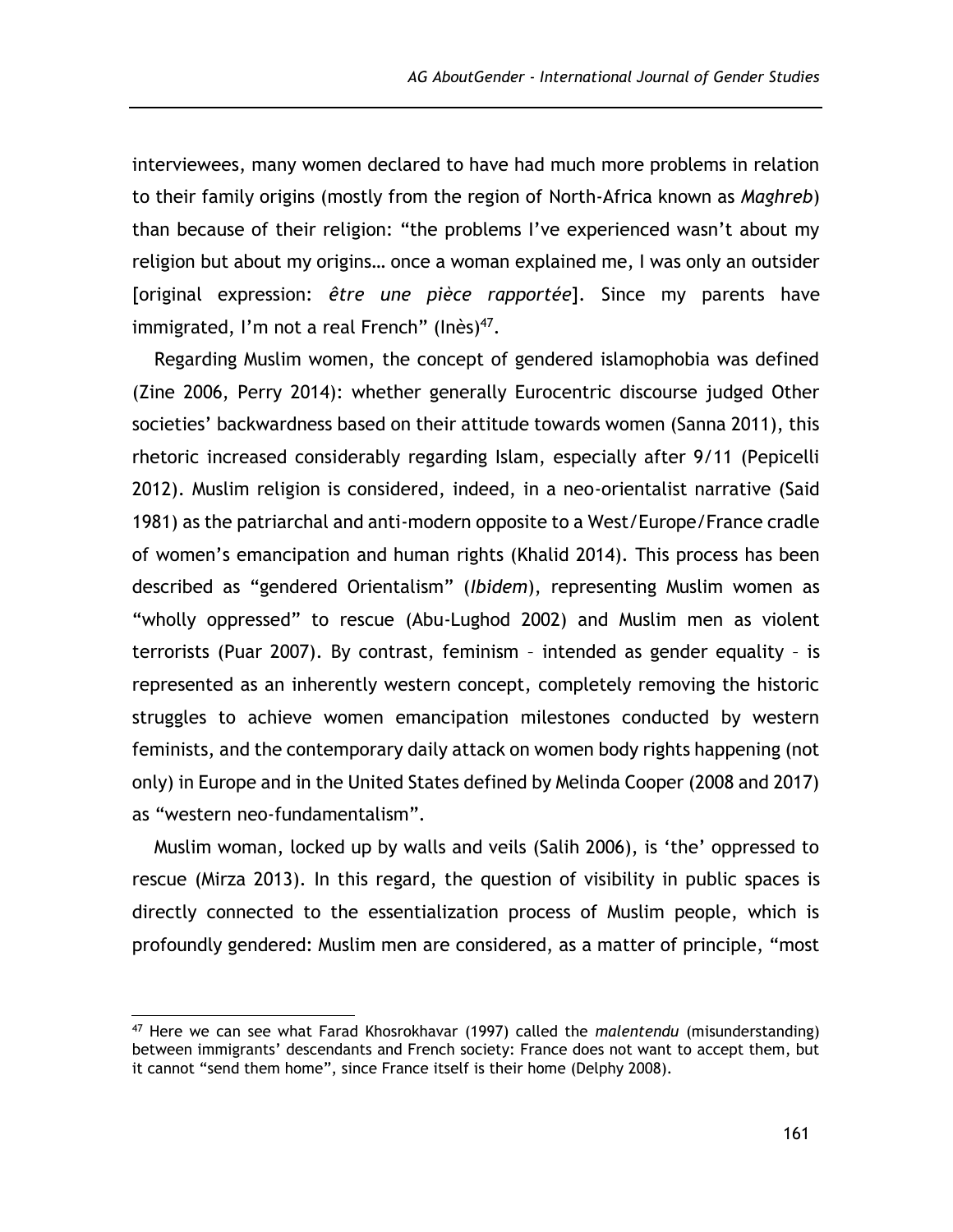interviewees, many women declared to have had much more problems in relation to their family origins (mostly from the region of North-Africa known as *Maghreb*) than because of their religion: “the problems I’ve experienced wasn’t about my religion but about my origins… once a woman explained me, I was only an outsider [original expression: *être une pièce rapportée*]. Since my parents have immigrated, I’m not a real French” (Inès)[47].

Regarding Muslim women, the concept of gendered islamophobia was defined (Zine 2006, Perry 2014): whether generally Eurocentric discourse judged Other societies’ backwardness based on their attitude towards women (Sanna 2011), this rhetoric increased considerably regarding Islam, especially after 9/11 (Pepicelli 2012). Muslim religion is considered, indeed, in a neo-orientalist narrative (Said 1981) as the patriarchal and anti-modern opposite to a West/Europe/France cradle of women’s emancipation and human rights (Khalid 2014). This process has been described as “gendered Orientalism” (*Ibidem*), representing Muslim women as “wholly oppressed” to rescue (Abu-Lughod 2002) and Muslim men as violent terrorists (Puar 2007). By contrast, feminism – intended as gender equality – is represented as an inherently western concept, completely removing the historic struggles to achieve women emancipation milestones conducted by western feminists, and the contemporary daily attack on women body rights happening (not only) in Europe and in the United States defined by Melinda Cooper (2008 and 2017) as “western neo-fundamentalism”.

Muslim woman, locked up by walls and veils (Salih 2006), is ‘the’ oppressed to rescue (Mirza 2013). In this regard, the question of visibility in public spaces is directly connected to the essentialization process of Muslim people, which is profoundly gendered: Muslim men are considered, as a matter of principle, “most

---

[47] Here we can see what Farad Khosrokhavar (1997) called the *malentendu* (misunderstanding) between immigrants’ descendants and French society: France does not want to accept them, but it cannot “send them home”, since France itself is their home (Delphy 2008).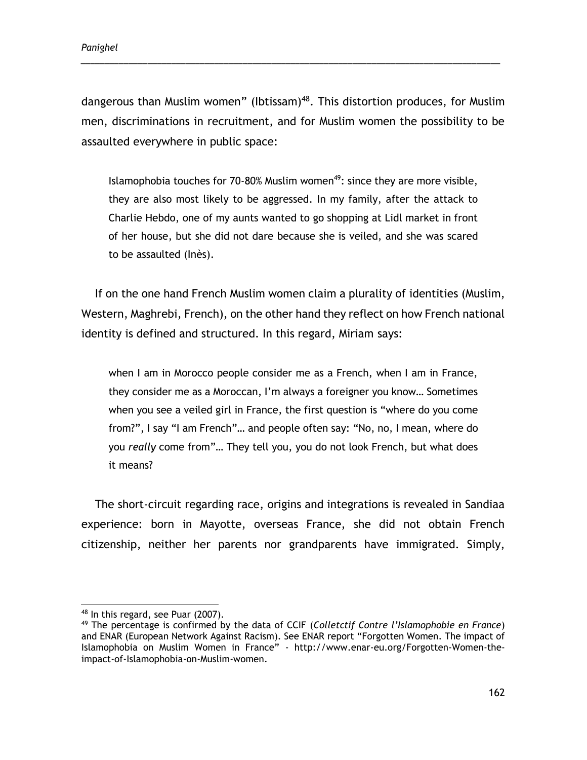dangerous than Muslim women" (Ibtissam)[48]. This distortion produces, for Muslim men, discriminations in recruitment, and for Muslim women the possibility to be assaulted everywhere in public space:

> Islamophobia touches for 70-80% Muslim women[49]: since they are more visible, they are also most likely to be aggressed. In my family, after the attack to Charlie Hebdo, one of my aunts wanted to go shopping at Lidl market in front of her house, but she did not dare because she is veiled, and she was scared to be assaulted (Inès).

If on the one hand French Muslim women claim a plurality of identities (Muslim, Western, Maghrebi, French), on the other hand they reflect on how French national identity is defined and structured. In this regard, Miriam says:

> when I am in Morocco people consider me as a French, when I am in France, they consider me as a Moroccan, I'm always a foreigner you know… Sometimes when you see a veiled girl in France, the first question is "where do you come from?", I say "I am French"… and people often say: "No, no, I mean, where do you *really* come from"… They tell you, you do not look French, but what does it means?

The short-circuit regarding race, origins and integrations is revealed in Sandiaa experience: born in Mayotte, overseas France, she did not obtain French citizenship, neither her parents nor grandparents have immigrated. Simply,

---

[48] In this regard, see Puar (2007).

[49] The percentage is confirmed by the data of CCIF (*Colletctif Contre l'Islamophobie en France*) and ENAR (European Network Against Racism). See ENAR report "Forgotten Women. The impact of Islamophobia on Muslim Women in France" - http://www.enar-eu.org/Forgotten-Women-the-impact-of-Islamophobia-on-Muslim-women.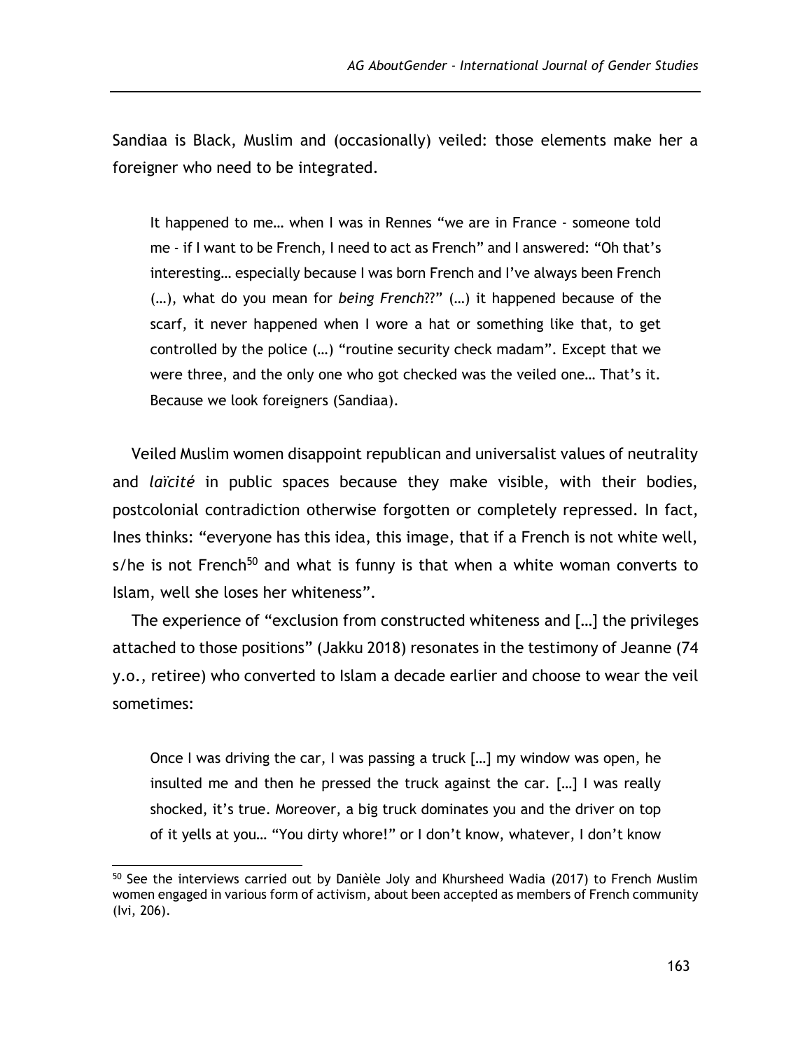Sandiaa is Black, Muslim and (occasionally) veiled: those elements make her a foreigner who need to be integrated.

> It happened to me… when I was in Rennes “we are in France - someone told me - if I want to be French, I need to act as French” and I answered: “Oh that’s interesting… especially because I was born French and I’ve always been French (…), what do you mean for *being French*??” (…) it happened because of the scarf, it never happened when I wore a hat or something like that, to get controlled by the police (…) “routine security check madam”. Except that we were three, and the only one who got checked was the veiled one… That’s it. Because we look foreigners (Sandiaa).

Veiled Muslim women disappoint republican and universalist values of neutrality and *laïcité* in public spaces because they make visible, with their bodies, postcolonial contradiction otherwise forgotten or completely repressed. In fact, Ines thinks: “everyone has this idea, this image, that if a French is not white well, s/he is not French[50] and what is funny is that when a white woman converts to Islam, well she loses her whiteness”.

The experience of “exclusion from constructed whiteness and […] the privileges attached to those positions” (Jakku 2018) resonates in the testimony of Jeanne (74 y.o., retiree) who converted to Islam a decade earlier and choose to wear the veil sometimes:

> Once I was driving the car, I was passing a truck […] my window was open, he insulted me and then he pressed the truck against the car. […] I was really shocked, it’s true. Moreover, a big truck dominates you and the driver on top of it yells at you… “You dirty whore!” or I don’t know, whatever, I don’t know

[50] See the interviews carried out by Danièle Joly and Khursheed Wadia (2017) to French Muslim women engaged in various form of activism, about been accepted as members of French community (Ivi, 206).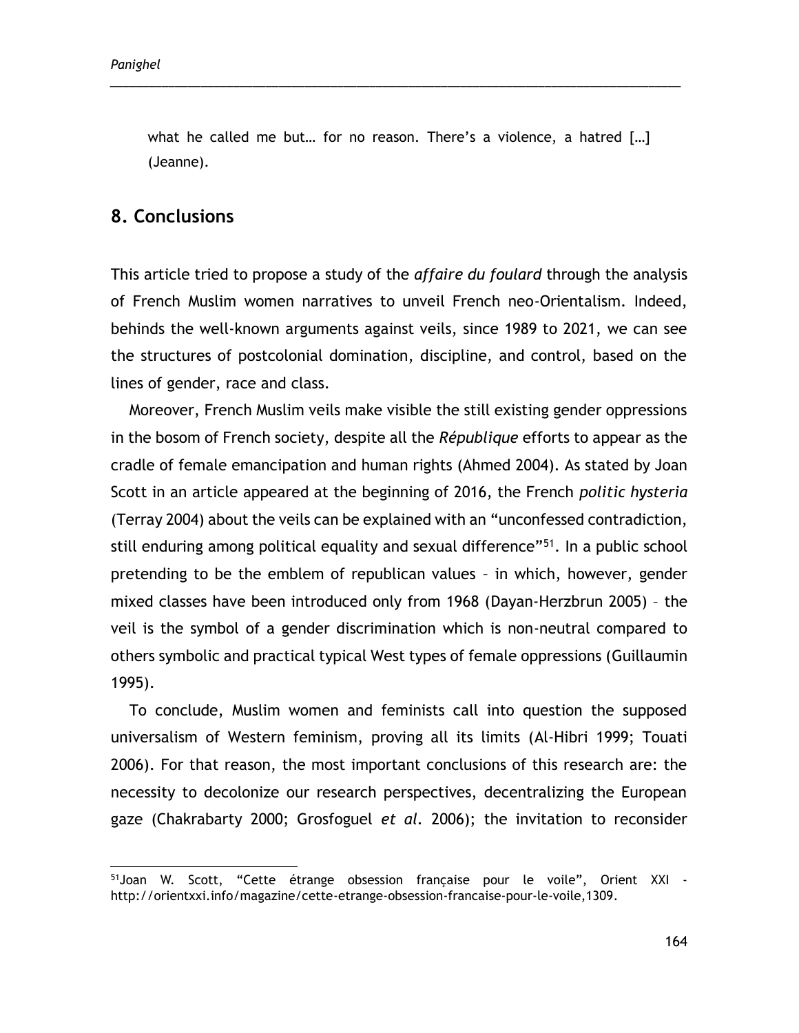what he called me but… for no reason. There's a violence, a hatred […] (Jeanne).

## 8. Conclusions

This article tried to propose a study of the *affaire du foulard* through the analysis of French Muslim women narratives to unveil French neo-Orientalism. Indeed, behinds the well-known arguments against veils, since 1989 to 2021, we can see the structures of postcolonial domination, discipline, and control, based on the lines of gender, race and class.

Moreover, French Muslim veils make visible the still existing gender oppressions in the bosom of French society, despite all the *République* efforts to appear as the cradle of female emancipation and human rights (Ahmed 2004). As stated by Joan Scott in an article appeared at the beginning of 2016, the French *politic hysteria* (Terray 2004) about the veils can be explained with an "unconfessed contradiction, still enduring among political equality and sexual difference"[51]. In a public school pretending to be the emblem of republican values – in which, however, gender mixed classes have been introduced only from 1968 (Dayan-Herzbrun 2005) – the veil is the symbol of a gender discrimination which is non-neutral compared to others symbolic and practical typical West types of female oppressions (Guillaumin 1995).

To conclude, Muslim women and feminists call into question the supposed universalism of Western feminism, proving all its limits (Al-Hibri 1999; Touati 2006). For that reason, the most important conclusions of this research are: the necessity to decolonize our research perspectives, decentralizing the European gaze (Chakrabarty 2000; Grosfoguel *et al.* 2006); the invitation to reconsider

---

[51] Joan W. Scott, "Cette étrange obsession française pour le voile", Orient XXI - http://orientxxi.info/magazine/cette-etrange-obsession-francaise-pour-le-voile,1309.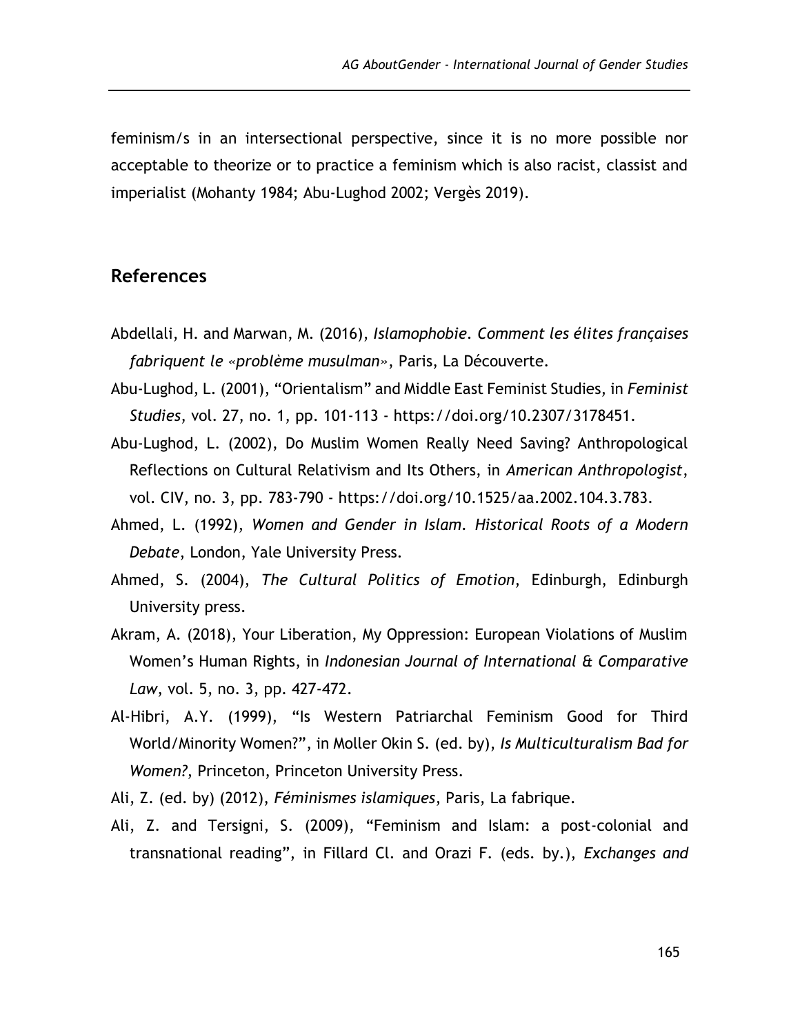feminism/s in an intersectional perspective, since it is no more possible nor acceptable to theorize or to practice a feminism which is also racist, classist and imperialist (Mohanty 1984; Abu-Lughod 2002; Vergès 2019).

## References

Abdellali, H. and Marwan, M. (2016), *Islamophobie. Comment les élites françaises fabriquent le «problème musulman»*, Paris, La Découverte.

Abu-Lughod, L. (2001), "Orientalism" and Middle East Feminist Studies, in *Feminist Studies*, vol. 27, no. 1, pp. 101-113 - https://doi.org/10.2307/3178451.

Abu-Lughod, L. (2002), Do Muslim Women Really Need Saving? Anthropological Reflections on Cultural Relativism and Its Others, in *American Anthropologist*, vol. CIV, no. 3, pp. 783-790 - https://doi.org/10.1525/aa.2002.104.3.783.

Ahmed, L. (1992), *Women and Gender in Islam. Historical Roots of a Modern Debate*, London, Yale University Press.

Ahmed, S. (2004), *The Cultural Politics of Emotion*, Edinburgh, Edinburgh University press.

Akram, A. (2018), Your Liberation, My Oppression: European Violations of Muslim Women's Human Rights, in *Indonesian Journal of International & Comparative Law*, vol. 5, no. 3, pp. 427-472.

Al-Hibri, A.Y. (1999), "Is Western Patriarchal Feminism Good for Third World/Minority Women?", in Moller Okin S. (ed. by), *Is Multiculturalism Bad for Women?*, Princeton, Princeton University Press.

Ali, Z. (ed. by) (2012), *Féminismes islamiques*, Paris, La fabrique.

Ali, Z. and Tersigni, S. (2009), "Feminism and Islam: a post-colonial and transnational reading", in Fillard Cl. and Orazi F. (eds. by.), *Exchanges and*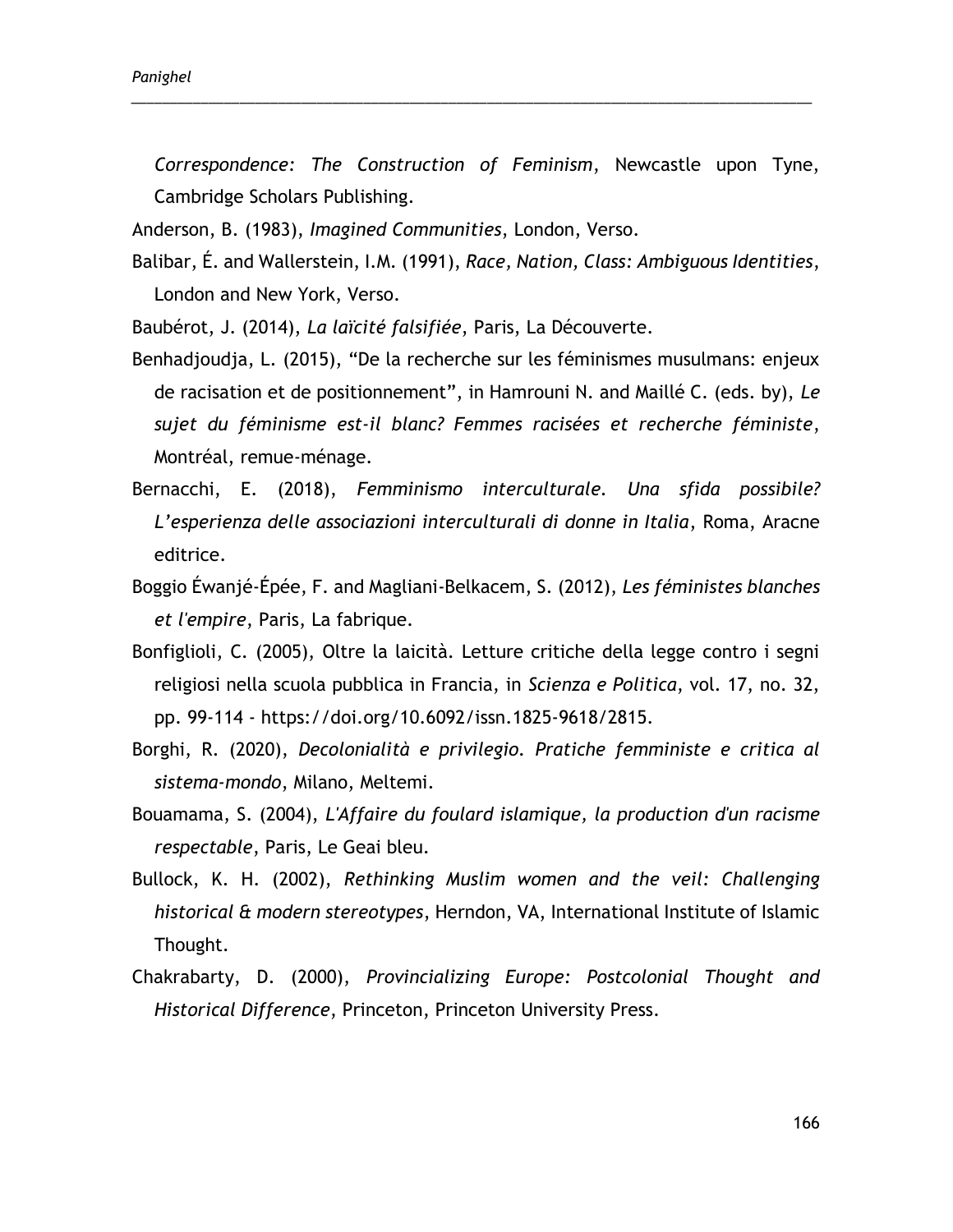*Correspondence: The Construction of Feminism*, Newcastle upon Tyne, Cambridge Scholars Publishing.

Anderson, B. (1983), *Imagined Communities*, London, Verso.

Balibar, É. and Wallerstein, I.M. (1991), *Race, Nation, Class: Ambiguous Identities*, London and New York, Verso.

Baubérot, J. (2014), *La laïcité falsifiée*, Paris, La Découverte.

Benhadjoudja, L. (2015), "De la recherche sur les féminismes musulmans: enjeux de racisation et de positionnement", in Hamrouni N. and Maillé C. (eds. by), *Le sujet du féminisme est-il blanc? Femmes racisées et recherche féministe*, Montréal, remue-ménage.

Bernacchi, E. (2018), *Femminismo interculturale. Una sfida possibile? L'esperienza delle associazioni interculturali di donne in Italia*, Roma, Aracne editrice.

Boggio Éwanjé-Épée, F. and Magliani-Belkacem, S. (2012), *Les féministes blanches et l'empire*, Paris, La fabrique.

Bonfiglioli, C. (2005), Oltre la laicità. Letture critiche della legge contro i segni religiosi nella scuola pubblica in Francia, in *Scienza e Politica*, vol. 17, no. 32, pp. 99-114 - https://doi.org/10.6092/issn.1825-9618/2815.

Borghi, R. (2020), *Decolonialità e privilegio. Pratiche femministe e critica al sistema-mondo*, Milano, Meltemi.

Bouamama, S. (2004), *L'Affaire du foulard islamique, la production d'un racisme respectable*, Paris, Le Geai bleu.

Bullock, K. H. (2002), *Rethinking Muslim women and the veil: Challenging historical & modern stereotypes*, Herndon, VA, International Institute of Islamic Thought.

Chakrabarty, D. (2000), *Provincializing Europe: Postcolonial Thought and Historical Difference*, Princeton, Princeton University Press.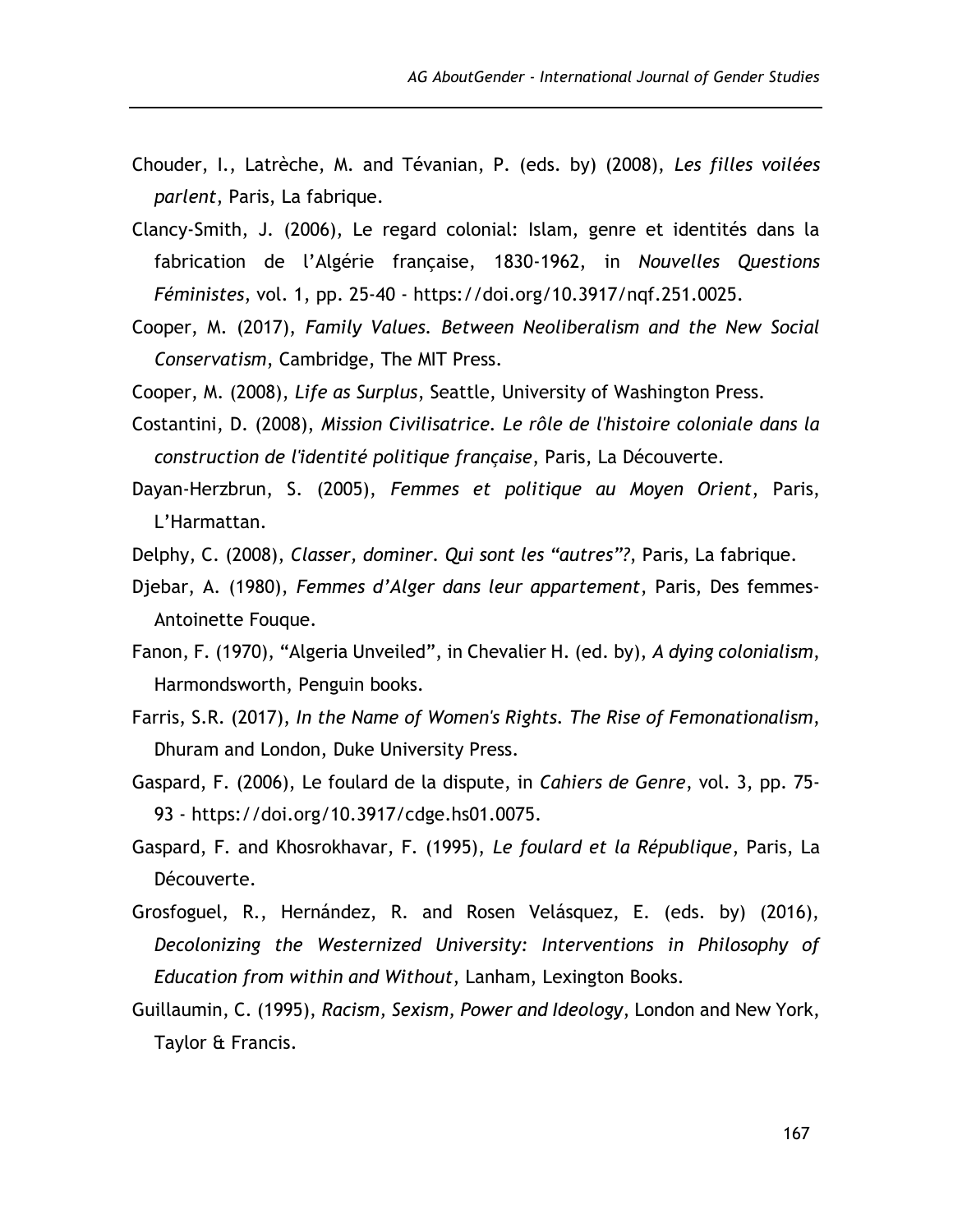Chouder, I., Latrèche, M. and Tévanian, P. (eds. by) (2008), *Les filles voilées parlent*, Paris, La fabrique.

Clancy-Smith, J. (2006), Le regard colonial: Islam, genre et identités dans la fabrication de l'Algérie française, 1830-1962, in *Nouvelles Questions Féministes*, vol. 1, pp. 25-40 - https://doi.org/10.3917/nqf.251.0025.

Cooper, M. (2017), *Family Values. Between Neoliberalism and the New Social Conservatism*, Cambridge, The MIT Press.

Cooper, M. (2008), *Life as Surplus*, Seattle, University of Washington Press.

Costantini, D. (2008), *Mission Civilisatrice. Le rôle de l'histoire coloniale dans la construction de l'identité politique française*, Paris, La Découverte.

Dayan-Herzbrun, S. (2005), *Femmes et politique au Moyen Orient*, Paris, L'Harmattan.

Delphy, C. (2008), *Classer, dominer. Qui sont les "autres"?*, Paris, La fabrique.

Djebar, A. (1980), *Femmes d'Alger dans leur appartement*, Paris, Des femmes-Antoinette Fouque.

Fanon, F. (1970), "Algeria Unveiled", in Chevalier H. (ed. by), *A dying colonialism*, Harmondsworth, Penguin books.

Farris, S.R. (2017), *In the Name of Women's Rights. The Rise of Femonationalism*, Dhuram and London, Duke University Press.

Gaspard, F. (2006), Le foulard de la dispute, in *Cahiers de Genre*, vol. 3, pp. 75-93 - https://doi.org/10.3917/cdge.hs01.0075.

Gaspard, F. and Khosrokhavar, F. (1995), *Le foulard et la République*, Paris, La Découverte.

Grosfoguel, R., Hernández, R. and Rosen Velásquez, E. (eds. by) (2016), *Decolonizing the Westernized University: Interventions in Philosophy of Education from within and Without*, Lanham, Lexington Books.

Guillaumin, C. (1995), *Racism, Sexism, Power and Ideology*, London and New York, Taylor & Francis.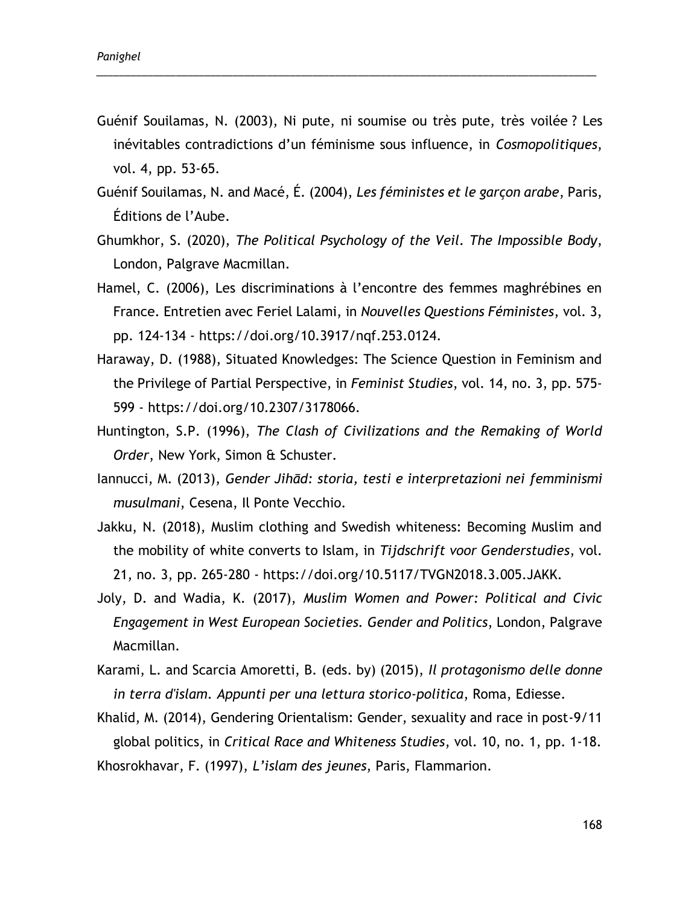Guénif Souilamas, N. (2003), Ni pute, ni soumise ou très pute, très voilée ? Les inévitables contradictions d'un féminisme sous influence, in *Cosmopolitiques*, vol. 4, pp. 53-65.

Guénif Souilamas, N. and Macé, É. (2004), *Les féministes et le garçon arabe*, Paris, Éditions de l'Aube.

Ghumkhor, S. (2020), *The Political Psychology of the Veil. The Impossible Body*, London, Palgrave Macmillan.

Hamel, C. (2006), Les discriminations à l'encontre des femmes maghrébines en France. Entretien avec Feriel Lalami, in *Nouvelles Questions Féministes*, vol. 3, pp. 124-134 - https://doi.org/10.3917/nqf.253.0124.

Haraway, D. (1988), Situated Knowledges: The Science Question in Feminism and the Privilege of Partial Perspective, in *Feminist Studies*, vol. 14, no. 3, pp. 575-599 - https://doi.org/10.2307/3178066.

Huntington, S.P. (1996), *The Clash of Civilizations and the Remaking of World Order*, New York, Simon & Schuster.

Iannucci, M. (2013), *Gender Jihād: storia, testi e interpretazioni nei femminismi musulmani*, Cesena, Il Ponte Vecchio.

Jakku, N. (2018), Muslim clothing and Swedish whiteness: Becoming Muslim and the mobility of white converts to Islam, in *Tijdschrift voor Genderstudies*, vol. 21, no. 3, pp. 265-280 - https://doi.org/10.5117/TVGN2018.3.005.JAKK.

Joly, D. and Wadia, K. (2017), *Muslim Women and Power: Political and Civic Engagement in West European Societies. Gender and Politics*, London, Palgrave Macmillan.

Karami, L. and Scarcia Amoretti, B. (eds. by) (2015), *Il protagonismo delle donne in terra d'islam. Appunti per una lettura storico-politica*, Roma, Ediesse.

Khalid, M. (2014), Gendering Orientalism: Gender, sexuality and race in post-9/11 global politics, in *Critical Race and Whiteness Studies*, vol. 10, no. 1, pp. 1-18.

Khosrokhavar, F. (1997), *L'islam des jeunes*, Paris, Flammarion.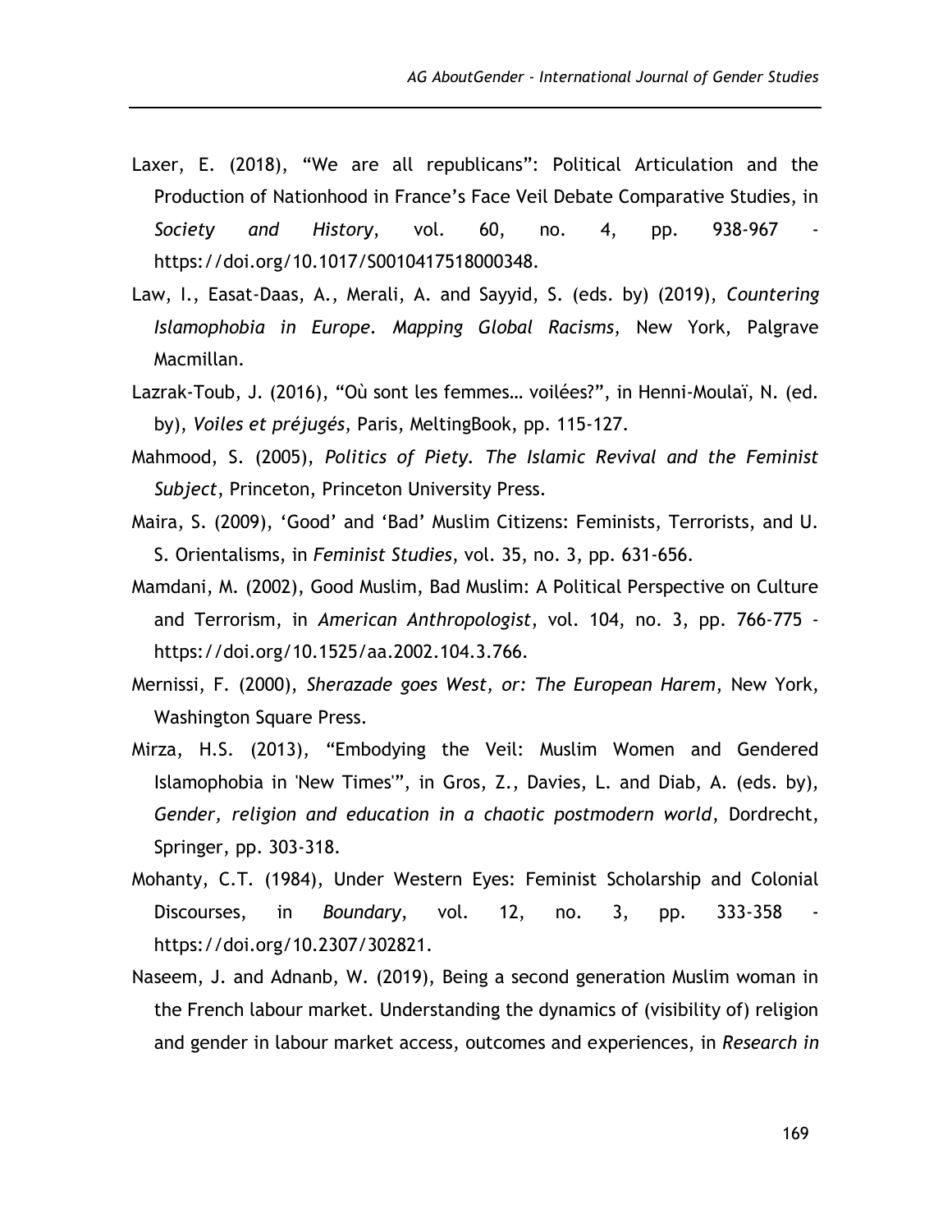Laxer, E. (2018), “We are all republicans”: Political Articulation and the Production of Nationhood in France’s Face Veil Debate Comparative Studies, in *Society and History*, vol. 60, no. 4, pp. 938-967 - https://doi.org/10.1017/S0010417518000348.

Law, I., Easat-Daas, A., Merali, A. and Sayyid, S. (eds. by) (2019), *Countering Islamophobia in Europe. Mapping Global Racisms*, New York, Palgrave Macmillan.

Lazrak-Toub, J. (2016), “Où sont les femmes… voilées?”, in Henni-Moulaï, N. (ed. by), *Voiles et préjugés*, Paris, MeltingBook, pp. 115-127.

Mahmood, S. (2005), *Politics of Piety. The Islamic Revival and the Feminist Subject*, Princeton, Princeton University Press.

Maira, S. (2009), ‘Good’ and ‘Bad’ Muslim Citizens: Feminists, Terrorists, and U. S. Orientalisms, in *Feminist Studies*, vol. 35, no. 3, pp. 631-656.

Mamdani, M. (2002), Good Muslim, Bad Muslim: A Political Perspective on Culture and Terrorism, in *American Anthropologist*, vol. 104, no. 3, pp. 766-775 - https://doi.org/10.1525/aa.2002.104.3.766.

Mernissi, F. (2000), *Sherazade goes West, or: The European Harem*, New York, Washington Square Press.

Mirza, H.S. (2013), “Embodying the Veil: Muslim Women and Gendered Islamophobia in 'New Times'”, in Gros, Z., Davies, L. and Diab, A. (eds. by), *Gender, religion and education in a chaotic postmodern world*, Dordrecht, Springer, pp. 303-318.

Mohanty, C.T. (1984), Under Western Eyes: Feminist Scholarship and Colonial Discourses, in *Boundary*, vol. 12, no. 3, pp. 333-358 - https://doi.org/10.2307/302821.

Naseem, J. and Adnanb, W. (2019), Being a second generation Muslim woman in the French labour market. Understanding the dynamics of (visibility of) religion and gender in labour market access, outcomes and experiences, in *Research in*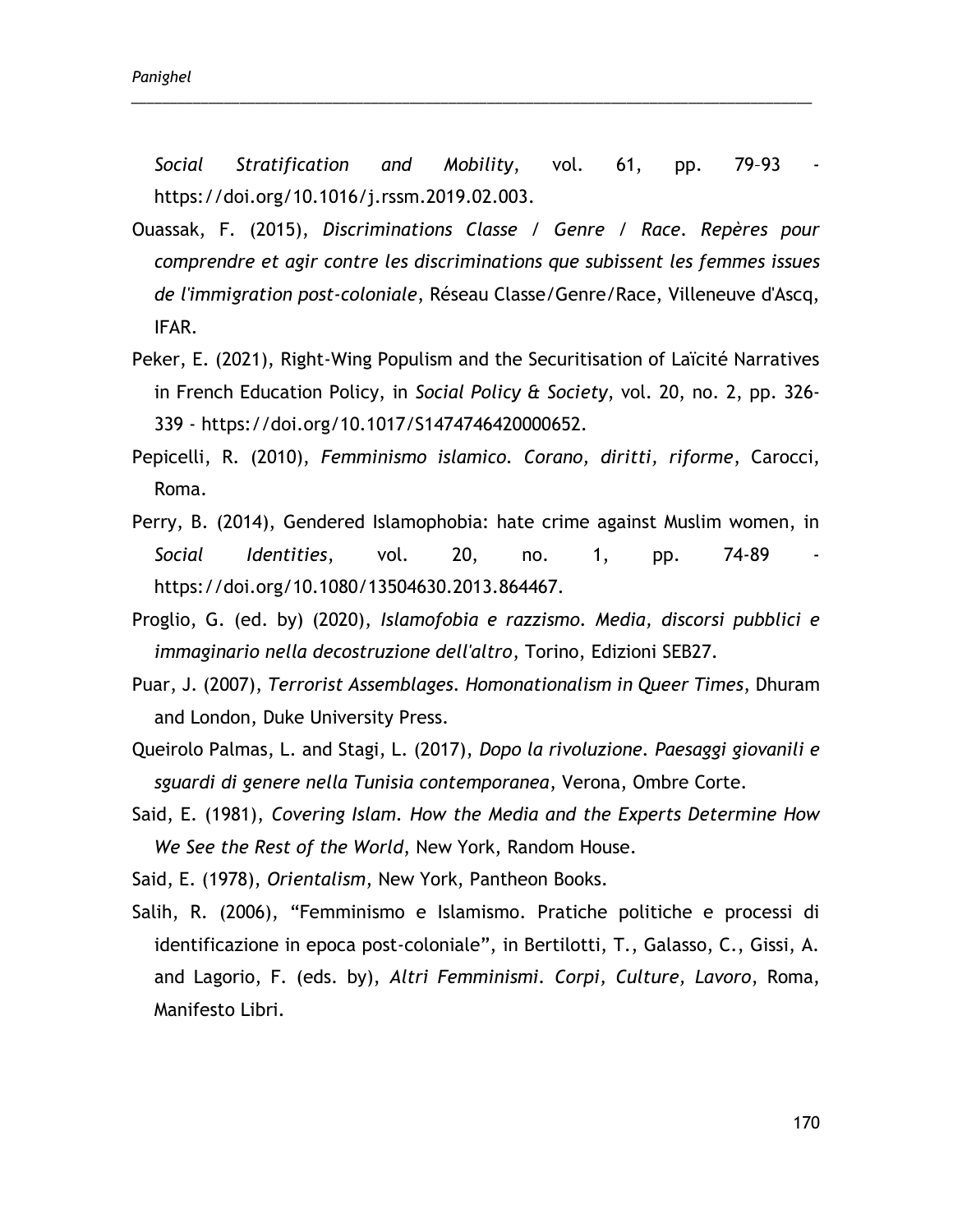*Social Stratification and Mobility*, vol. 61, pp. 79–93 - https://doi.org/10.1016/j.rssm.2019.02.003.

Ouassak, F. (2015), *Discriminations Classe / Genre / Race. Repères pour comprendre et agir contre les discriminations que subissent les femmes issues de l'immigration post-coloniale*, Réseau Classe/Genre/Race, Villeneuve d'Ascq, IFAR.

Peker, E. (2021), Right-Wing Populism and the Securitisation of Laïcité Narratives in French Education Policy, in *Social Policy & Society*, vol. 20, no. 2, pp. 326-339 - https://doi.org/10.1017/S1474746420000652.

Pepicelli, R. (2010), *Femminismo islamico. Corano, diritti, riforme*, Carocci, Roma.

Perry, B. (2014), Gendered Islamophobia: hate crime against Muslim women, in *Social Identities*, vol. 20, no. 1, pp. 74-89 - https://doi.org/10.1080/13504630.2013.864467.

Proglio, G. (ed. by) (2020), *Islamofobia e razzismo. Media, discorsi pubblici e immaginario nella decostruzione dell'altro*, Torino, Edizioni SEB27.

Puar, J. (2007), *Terrorist Assemblages. Homonationalism in Queer Times*, Dhuram and London, Duke University Press.

Queirolo Palmas, L. and Stagi, L. (2017), *Dopo la rivoluzione. Paesaggi giovanili e sguardi di genere nella Tunisia contemporanea*, Verona, Ombre Corte.

Said, E. (1981), *Covering Islam. How the Media and the Experts Determine How We See the Rest of the World*, New York, Random House.

Said, E. (1978), *Orientalism*, New York, Pantheon Books.

Salih, R. (2006), "Femminismo e Islamismo. Pratiche politiche e processi di identificazione in epoca post-coloniale", in Bertilotti, T., Galasso, C., Gissi, A. and Lagorio, F. (eds. by), *Altri Femminismi. Corpi, Culture, Lavoro*, Roma, Manifesto Libri.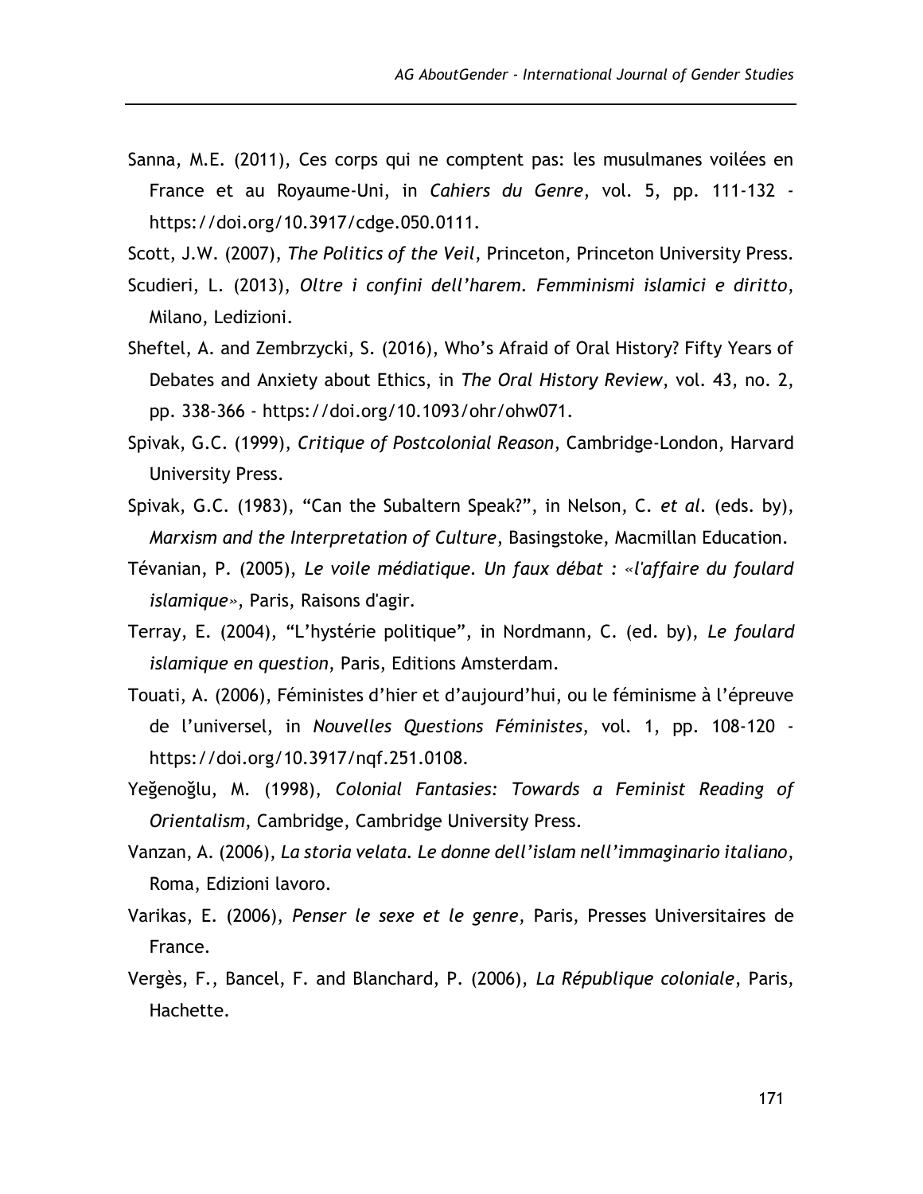Sanna, M.E. (2011), Ces corps qui ne comptent pas: les musulmanes voilées en France et au Royaume-Uni, in *Cahiers du Genre*, vol. 5, pp. 111-132 - https://doi.org/10.3917/cdge.050.0111.

Scott, J.W. (2007), *The Politics of the Veil*, Princeton, Princeton University Press.

Scudieri, L. (2013), *Oltre i confini dell'harem. Femminismi islamici e diritto*, Milano, Ledizioni.

Sheftel, A. and Zembrzycki, S. (2016), Who's Afraid of Oral History? Fifty Years of Debates and Anxiety about Ethics, in *The Oral History Review*, vol. 43, no. 2, pp. 338-366 - https://doi.org/10.1093/ohr/ohw071.

Spivak, G.C. (1999), *Critique of Postcolonial Reason*, Cambridge-London, Harvard University Press.

Spivak, G.C. (1983), "Can the Subaltern Speak?", in Nelson, C. *et al.* (eds. by), *Marxism and the Interpretation of Culture*, Basingstoke, Macmillan Education.

Tévanian, P. (2005), *Le voile médiatique. Un faux débat : «l'affaire du foulard islamique»*, Paris, Raisons d'agir.

Terray, E. (2004), "L'hystérie politique", in Nordmann, C. (ed. by), *Le foulard islamique en question*, Paris, Editions Amsterdam.

Touati, A. (2006), Féministes d'hier et d'aujourd'hui, ou le féminisme à l'épreuve de l'universel, in *Nouvelles Questions Féministes*, vol. 1, pp. 108-120 - https://doi.org/10.3917/nqf.251.0108.

Yeğenoğlu, M. (1998), *Colonial Fantasies: Towards a Feminist Reading of Orientalism*, Cambridge, Cambridge University Press.

Vanzan, A. (2006), *La storia velata. Le donne dell'islam nell'immaginario italiano*, Roma, Edizioni lavoro.

Varikas, E. (2006), *Penser le sexe et le genre*, Paris, Presses Universitaires de France.

Vergès, F., Bancel, F. and Blanchard, P. (2006), *La République coloniale*, Paris, Hachette.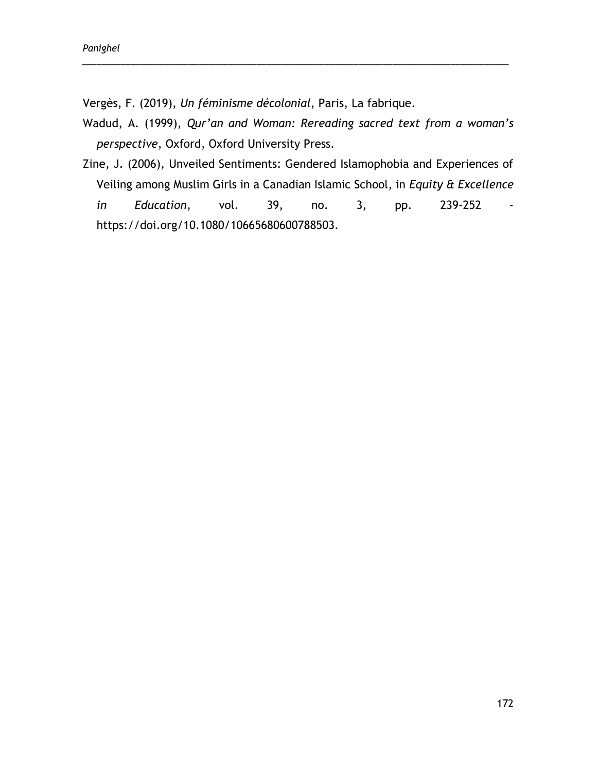Vergès, F. (2019), *Un féminisme décolonial*, Paris, La fabrique.

Wadud, A. (1999), *Qur'an and Woman: Rereading sacred text from a woman's perspective*, Oxford, Oxford University Press.

Zine, J. (2006), Unveiled Sentiments: Gendered Islamophobia and Experiences of Veiling among Muslim Girls in a Canadian Islamic School, in *Equity & Excellence in Education*, vol. 39, no. 3, pp. 239-252 - https://doi.org/10.1080/10665680600788503.